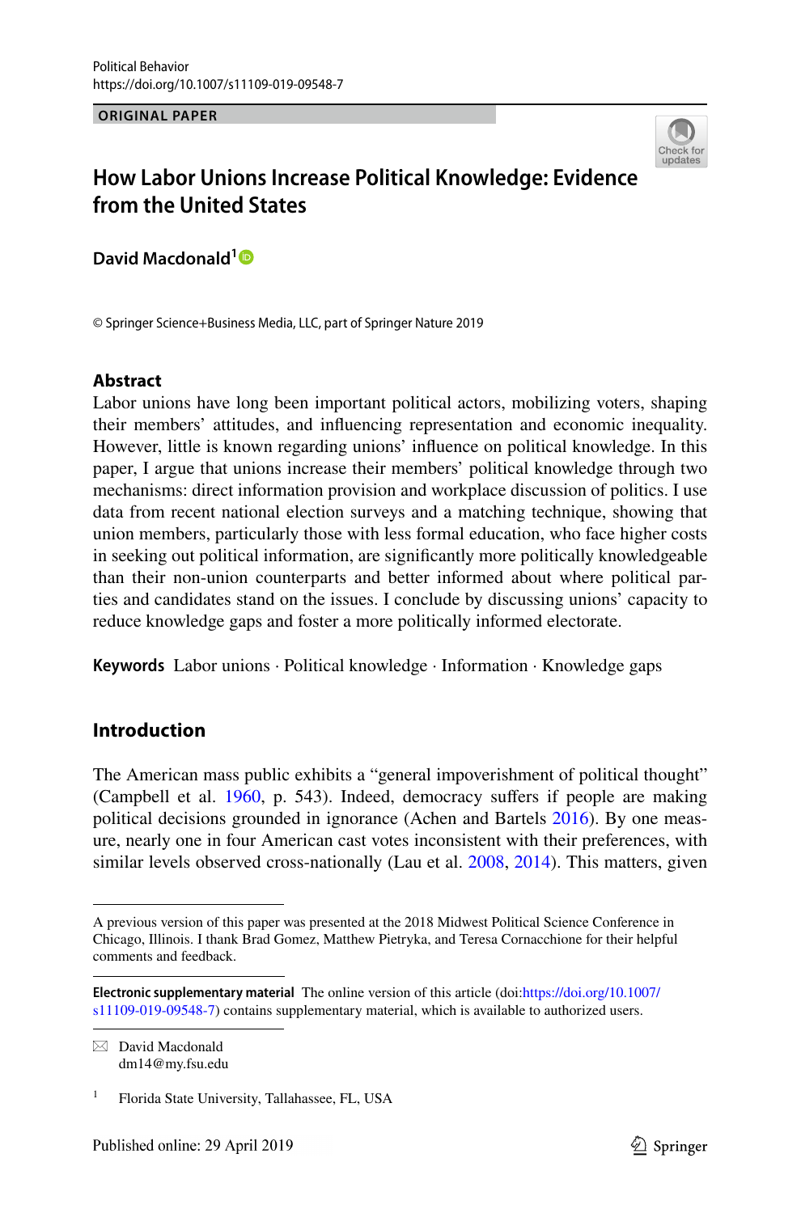ORIGINAL PAPER

# How Labor Unions Increase Political Knowledge: Evidence from the United States

**David Macdonald**[1]

© Springer Science+Business Media, LLC, part of Springer Nature 2019

## Abstract

Labor unions have long been important political actors, mobilizing voters, shaping their members' attitudes, and influencing representation and economic inequality. However, little is known regarding unions' influence on political knowledge. In this paper, I argue that unions increase their members' political knowledge through two mechanisms: direct information provision and workplace discussion of politics. I use data from recent national election surveys and a matching technique, showing that union members, particularly those with less formal education, who face higher costs in seeking out political information, are significantly more politically knowledgeable than their non-union counterparts and better informed about where political parties and candidates stand on the issues. I conclude by discussing unions' capacity to reduce knowledge gaps and foster a more politically informed electorate.

**Keywords** Labor unions · Political knowledge · Information · Knowledge gaps

## Introduction

The American mass public exhibits a "general impoverishment of political thought" (Campbell et al. 1960, p. 543). Indeed, democracy suffers if people are making political decisions grounded in ignorance (Achen and Bartels 2016). By one measure, nearly one in four American cast votes inconsistent with their preferences, with similar levels observed cross-nationally (Lau et al. 2008, 2014). This matters, given

---

A previous version of this paper was presented at the 2018 Midwest Political Science Conference in Chicago, Illinois. I thank Brad Gomez, Matthew Pietryka, and Teresa Cornacchione for their helpful comments and feedback.

**Electronic supplementary material** The online version of this article (doi:https://doi.org/10.1007/s11109-019-09548-7) contains supplementary material, which is available to authorized users.

✉ David Macdonald
dm14@my.fsu.edu

[1] Florida State University, Tallahassee, FL, USA

Published online: 29 April 2019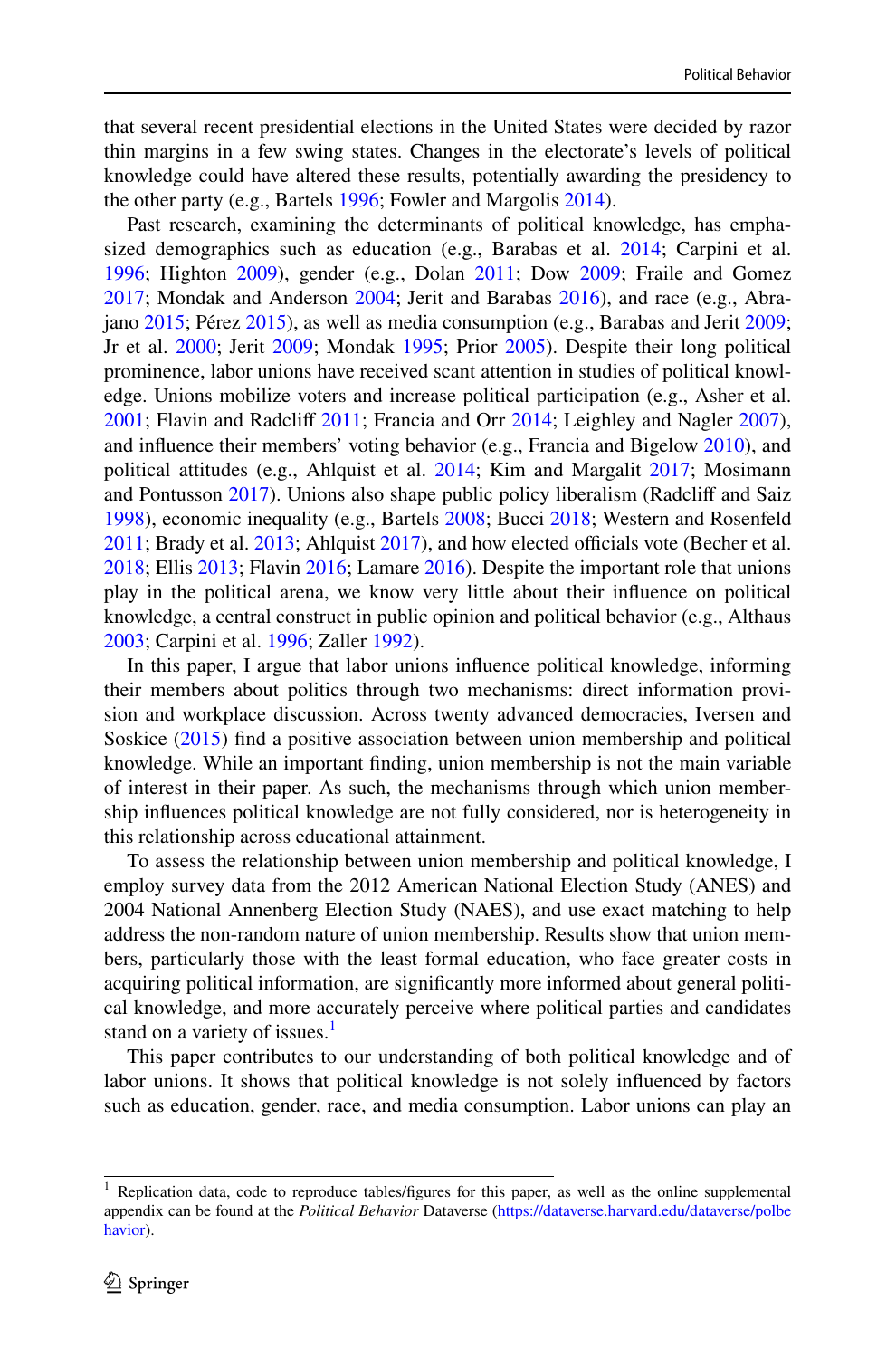that several recent presidential elections in the United States were decided by razor thin margins in a few swing states. Changes in the electorate's levels of political knowledge could have altered these results, potentially awarding the presidency to the other party (e.g., Bartels 1996; Fowler and Margolis 2014).

Past research, examining the determinants of political knowledge, has emphasized demographics such as education (e.g., Barabas et al. 2014; Carpini et al. 1996; Highton 2009), gender (e.g., Dolan 2011; Dow 2009; Fraile and Gomez 2017; Mondak and Anderson 2004; Jerit and Barabas 2016), and race (e.g., Abrajano 2015; Pérez 2015), as well as media consumption (e.g., Barabas and Jerit 2009; Jr et al. 2000; Jerit 2009; Mondak 1995; Prior 2005). Despite their long political prominence, labor unions have received scant attention in studies of political knowledge. Unions mobilize voters and increase political participation (e.g., Asher et al. 2001; Flavin and Radcliff 2011; Francia and Orr 2014; Leighley and Nagler 2007), and influence their members' voting behavior (e.g., Francia and Bigelow 2010), and political attitudes (e.g., Ahlquist et al. 2014; Kim and Margalit 2017; Mosimann and Pontusson 2017). Unions also shape public policy liberalism (Radcliff and Saiz 1998), economic inequality (e.g., Bartels 2008; Bucci 2018; Western and Rosenfeld 2011; Brady et al. 2013; Ahlquist 2017), and how elected officials vote (Becher et al. 2018; Ellis 2013; Flavin 2016; Lamare 2016). Despite the important role that unions play in the political arena, we know very little about their influence on political knowledge, a central construct in public opinion and political behavior (e.g., Althaus 2003; Carpini et al. 1996; Zaller 1992).

In this paper, I argue that labor unions influence political knowledge, informing their members about politics through two mechanisms: direct information provision and workplace discussion. Across twenty advanced democracies, Iversen and Soskice (2015) find a positive association between union membership and political knowledge. While an important finding, union membership is not the main variable of interest in their paper. As such, the mechanisms through which union membership influences political knowledge are not fully considered, nor is heterogeneity in this relationship across educational attainment.

To assess the relationship between union membership and political knowledge, I employ survey data from the 2012 American National Election Study (ANES) and 2004 National Annenberg Election Study (NAES), and use exact matching to help address the non-random nature of union membership. Results show that union members, particularly those with the least formal education, who face greater costs in acquiring political information, are significantly more informed about general political knowledge, and more accurately perceive where political parties and candidates stand on a variety of issues.[1]

This paper contributes to our understanding of both political knowledge and of labor unions. It shows that political knowledge is not solely influenced by factors such as education, gender, race, and media consumption. Labor unions can play an

[1] Replication data, code to reproduce tables/figures for this paper, as well as the online supplemental appendix can be found at the *Political Behavior* Dataverse (https://dataverse.harvard.edu/dataverse/polbehavior).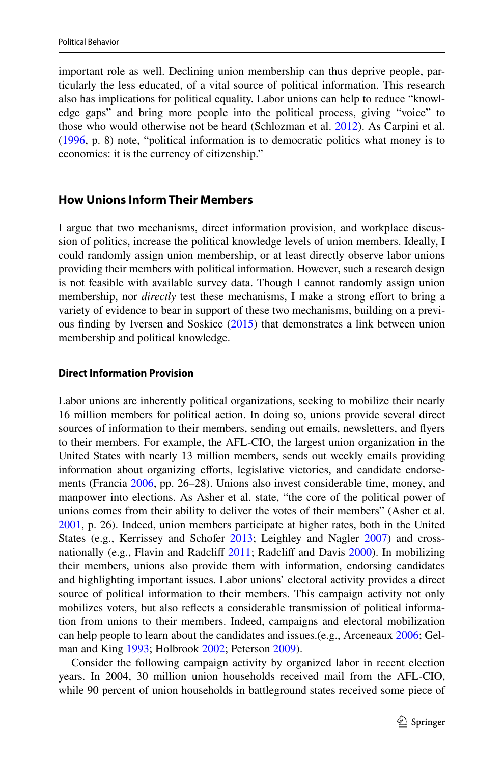important role as well. Declining union membership can thus deprive people, particularly the less educated, of a vital source of political information. This research also has implications for political equality. Labor unions can help to reduce "knowledge gaps" and bring more people into the political process, giving "voice" to those who would otherwise not be heard (Schlozman et al. 2012). As Carpini et al. (1996, p. 8) note, "political information is to democratic politics what money is to economics: it is the currency of citizenship."

## How Unions Inform Their Members

I argue that two mechanisms, direct information provision, and workplace discussion of politics, increase the political knowledge levels of union members. Ideally, I could randomly assign union membership, or at least directly observe labor unions providing their members with political information. However, such a research design is not feasible with available survey data. Though I cannot randomly assign union membership, nor *directly* test these mechanisms, I make a strong effort to bring a variety of evidence to bear in support of these two mechanisms, building on a previous finding by Iversen and Soskice (2015) that demonstrates a link between union membership and political knowledge.

### Direct Information Provision

Labor unions are inherently political organizations, seeking to mobilize their nearly 16 million members for political action. In doing so, unions provide several direct sources of information to their members, sending out emails, newsletters, and flyers to their members. For example, the AFL-CIO, the largest union organization in the United States with nearly 13 million members, sends out weekly emails providing information about organizing efforts, legislative victories, and candidate endorsements (Francia 2006, pp. 26–28). Unions also invest considerable time, money, and manpower into elections. As Asher et al. state, "the core of the political power of unions comes from their ability to deliver the votes of their members" (Asher et al. 2001, p. 26). Indeed, union members participate at higher rates, both in the United States (e.g., Kerrissey and Schofer 2013; Leighley and Nagler 2007) and cross-nationally (e.g., Flavin and Radcliff 2011; Radcliff and Davis 2000). In mobilizing their members, unions also provide them with information, endorsing candidates and highlighting important issues. Labor unions' electoral activity provides a direct source of political information to their members. This campaign activity not only mobilizes voters, but also reflects a considerable transmission of political information from unions to their members. Indeed, campaigns and electoral mobilization can help people to learn about the candidates and issues.(e.g., Arceneaux 2006; Gelman and King 1993; Holbrook 2002; Peterson 2009).

Consider the following campaign activity by organized labor in recent election years. In 2004, 30 million union households received mail from the AFL-CIO, while 90 percent of union households in battleground states received some piece of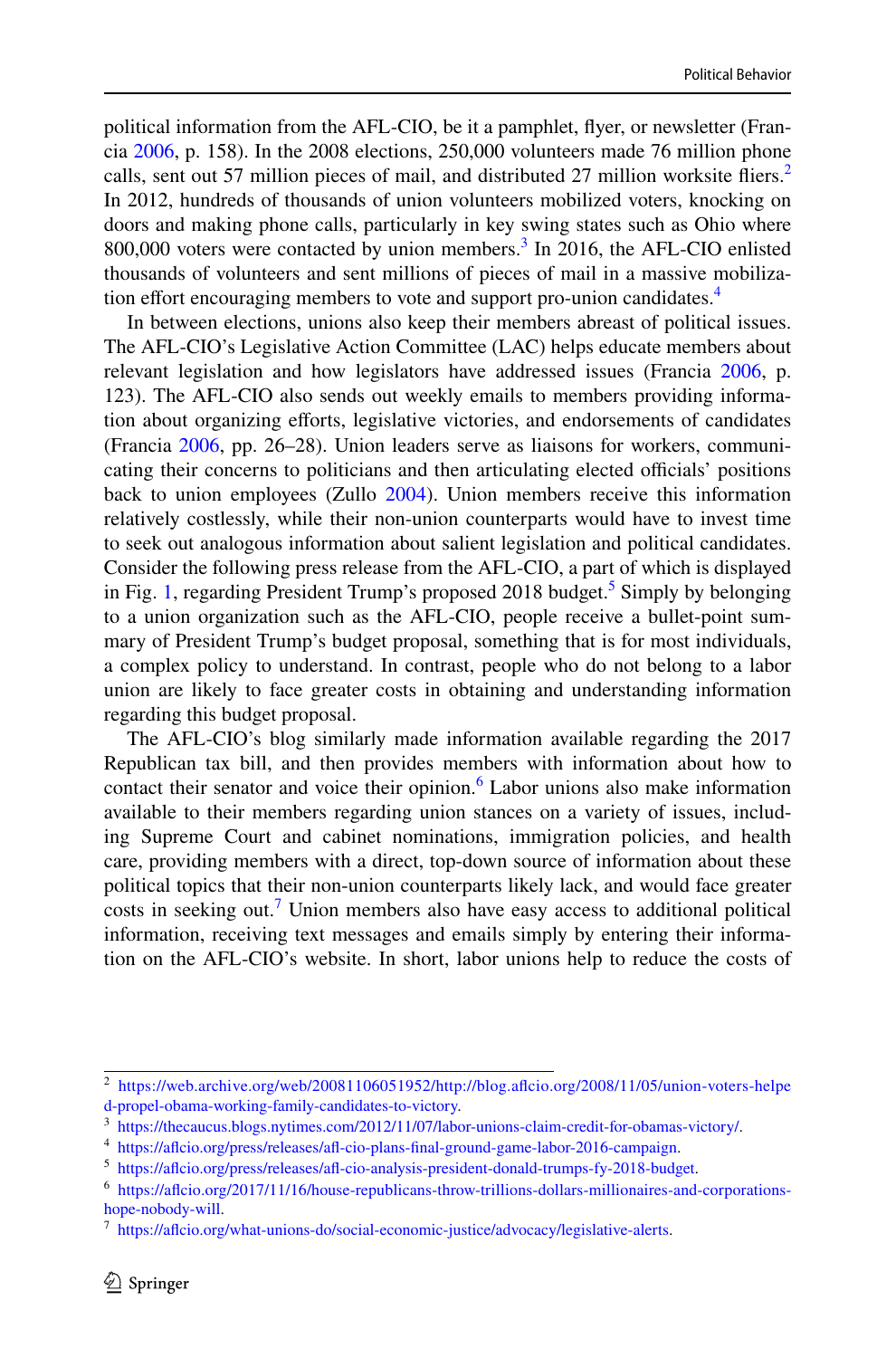political information from the AFL-CIO, be it a pamphlet, flyer, or newsletter (Francia 2006, p. 158). In the 2008 elections, 250,000 volunteers made 76 million phone calls, sent out 57 million pieces of mail, and distributed 27 million worksite fliers.[2] In 2012, hundreds of thousands of union volunteers mobilized voters, knocking on doors and making phone calls, particularly in key swing states such as Ohio where 800,000 voters were contacted by union members.[3] In 2016, the AFL-CIO enlisted thousands of volunteers and sent millions of pieces of mail in a massive mobilization effort encouraging members to vote and support pro-union candidates.[4]

In between elections, unions also keep their members abreast of political issues. The AFL-CIO's Legislative Action Committee (LAC) helps educate members about relevant legislation and how legislators have addressed issues (Francia 2006, p. 123). The AFL-CIO also sends out weekly emails to members providing information about organizing efforts, legislative victories, and endorsements of candidates (Francia 2006, pp. 26–28). Union leaders serve as liaisons for workers, communicating their concerns to politicians and then articulating elected officials' positions back to union employees (Zullo 2004). Union members receive this information relatively costlessly, while their non-union counterparts would have to invest time to seek out analogous information about salient legislation and political candidates. Consider the following press release from the AFL-CIO, a part of which is displayed in Fig. 1, regarding President Trump's proposed 2018 budget.[5] Simply by belonging to a union organization such as the AFL-CIO, people receive a bullet-point summary of President Trump's budget proposal, something that is for most individuals, a complex policy to understand. In contrast, people who do not belong to a labor union are likely to face greater costs in obtaining and understanding information regarding this budget proposal.

The AFL-CIO's blog similarly made information available regarding the 2017 Republican tax bill, and then provides members with information about how to contact their senator and voice their opinion.[6] Labor unions also make information available to their members regarding union stances on a variety of issues, including Supreme Court and cabinet nominations, immigration policies, and health care, providing members with a direct, top-down source of information about these political topics that their non-union counterparts likely lack, and would face greater costs in seeking out.[7] Union members also have easy access to additional political information, receiving text messages and emails simply by entering their information on the AFL-CIO's website. In short, labor unions help to reduce the costs of

---

[2] https://web.archive.org/web/20081106051952/http://blog.aflcio.org/2008/11/05/union-voters-helped-propel-obama-working-family-candidates-to-victory.

[3] https://thecaucus.blogs.nytimes.com/2012/11/07/labor-unions-claim-credit-for-obamas-victory/.

[4] https://aflcio.org/press/releases/afl-cio-plans-final-ground-game-labor-2016-campaign.

[5] https://aflcio.org/press/releases/afl-cio-analysis-president-donald-trumps-fy-2018-budget.

[6] https://aflcio.org/2017/11/16/house-republicans-throw-trillions-dollars-millionaires-and-corporations-hope-nobody-will.

[7] https://aflcio.org/what-unions-do/social-economic-justice/advocacy/legislative-alerts.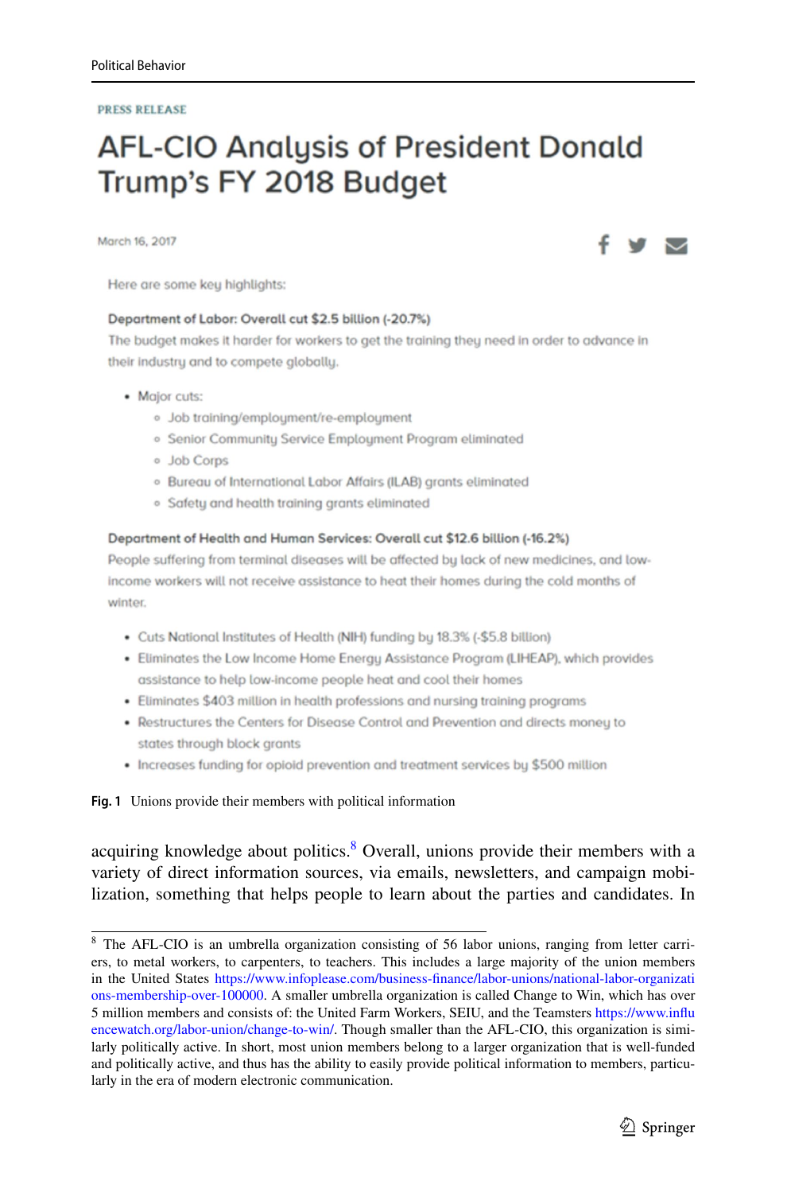PRESS RELEASE

# AFL-CIO Analysis of President Donald Trump's FY 2018 Budget

March 16, 2017

Here are some key highlights:

**Department of Labor: Overall cut $2.5 billion (-20.7%)**

The budget makes it harder for workers to get the training they need in order to advance in their industry and to compete globally.

- Major cuts:
  - Job training/employment/re-employment
  - Senior Community Service Employment Program eliminated
  - Job Corps
  - Bureau of International Labor Affairs (ILAB) grants eliminated
  - Safety and health training grants eliminated

**Department of Health and Human Services: Overall cut $12.6 billion (-16.2%)**

People suffering from terminal diseases will be affected by lack of new medicines, and low-income workers will not receive assistance to heat their homes during the cold months of winter.

- Cuts National Institutes of Health (NIH) funding by 18.3% (-$5.8 billion)
- Eliminates the Low Income Home Energy Assistance Program (LIHEAP), which provides assistance to help low-income people heat and cool their homes
- Eliminates $403 million in health professions and nursing training programs
- Restructures the Centers for Disease Control and Prevention and directs money to states through block grants
- Increases funding for opioid prevention and treatment services by $500 million

**Fig. 1** Unions provide their members with political information

acquiring knowledge about politics.[8] Overall, unions provide their members with a variety of direct information sources, via emails, newsletters, and campaign mobilization, something that helps people to learn about the parties and candidates. In

[8] The AFL-CIO is an umbrella organization consisting of 56 labor unions, ranging from letter carriers, to metal workers, to carpenters, to teachers. This includes a large majority of the union members in the United States https://www.infoplease.com/business-finance/labor-unions/national-labor-organizations-membership-over-100000. A smaller umbrella organization is called Change to Win, which has over 5 million members and consists of: the United Farm Workers, SEIU, and the Teamsters https://www.influencewatch.org/labor-union/change-to-win/. Though smaller than the AFL-CIO, this organization is similarly politically active. In short, most union members belong to a larger organization that is well-funded and politically active, and thus has the ability to easily provide political information to members, particularly in the era of modern electronic communication.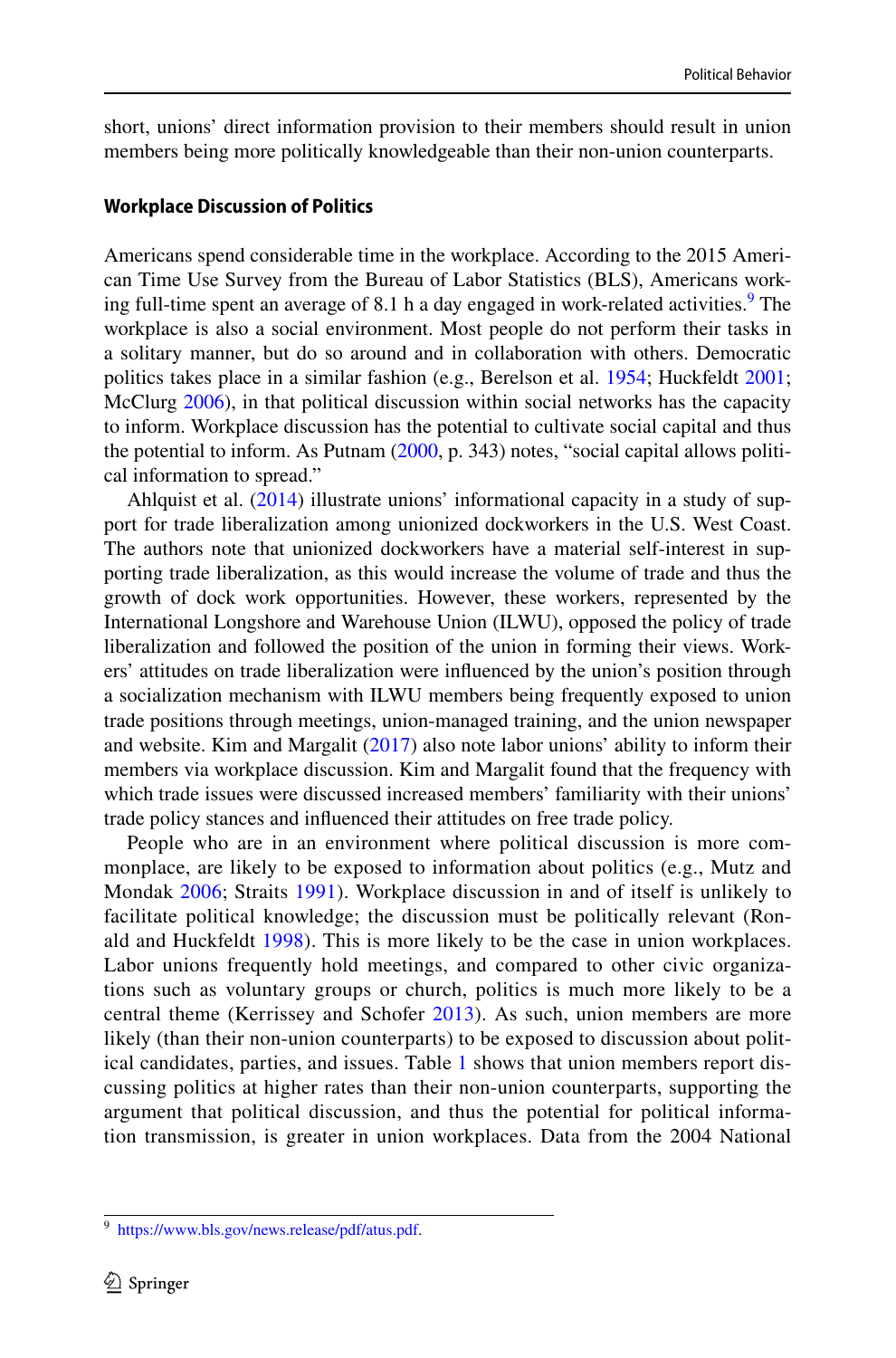short, unions' direct information provision to their members should result in union members being more politically knowledgeable than their non-union counterparts.

#### Workplace Discussion of Politics

Americans spend considerable time in the workplace. According to the 2015 American Time Use Survey from the Bureau of Labor Statistics (BLS), Americans working full-time spent an average of 8.1 h a day engaged in work-related activities.[9] The workplace is also a social environment. Most people do not perform their tasks in a solitary manner, but do so around and in collaboration with others. Democratic politics takes place in a similar fashion (e.g., Berelson et al. 1954; Huckfeldt 2001; McClurg 2006), in that political discussion within social networks has the capacity to inform. Workplace discussion has the potential to cultivate social capital and thus the potential to inform. As Putnam (2000, p. 343) notes, "social capital allows political information to spread."

Ahlquist et al. (2014) illustrate unions' informational capacity in a study of support for trade liberalization among unionized dockworkers in the U.S. West Coast. The authors note that unionized dockworkers have a material self-interest in supporting trade liberalization, as this would increase the volume of trade and thus the growth of dock work opportunities. However, these workers, represented by the International Longshore and Warehouse Union (ILWU), opposed the policy of trade liberalization and followed the position of the union in forming their views. Workers' attitudes on trade liberalization were influenced by the union's position through a socialization mechanism with ILWU members being frequently exposed to union trade positions through meetings, union-managed training, and the union newspaper and website. Kim and Margalit (2017) also note labor unions' ability to inform their members via workplace discussion. Kim and Margalit found that the frequency with which trade issues were discussed increased members' familiarity with their unions' trade policy stances and influenced their attitudes on free trade policy.

People who are in an environment where political discussion is more commonplace, are likely to be exposed to information about politics (e.g., Mutz and Mondak 2006; Straits 1991). Workplace discussion in and of itself is unlikely to facilitate political knowledge; the discussion must be politically relevant (Ronald and Huckfeldt 1998). This is more likely to be the case in union workplaces. Labor unions frequently hold meetings, and compared to other civic organizations such as voluntary groups or church, politics is much more likely to be a central theme (Kerrissey and Schofer 2013). As such, union members are more likely (than their non-union counterparts) to be exposed to discussion about political candidates, parties, and issues. Table 1 shows that union members report discussing politics at higher rates than their non-union counterparts, supporting the argument that political discussion, and thus the potential for political information transmission, is greater in union workplaces. Data from the 2004 National

[9] https://www.bls.gov/news.release/pdf/atus.pdf.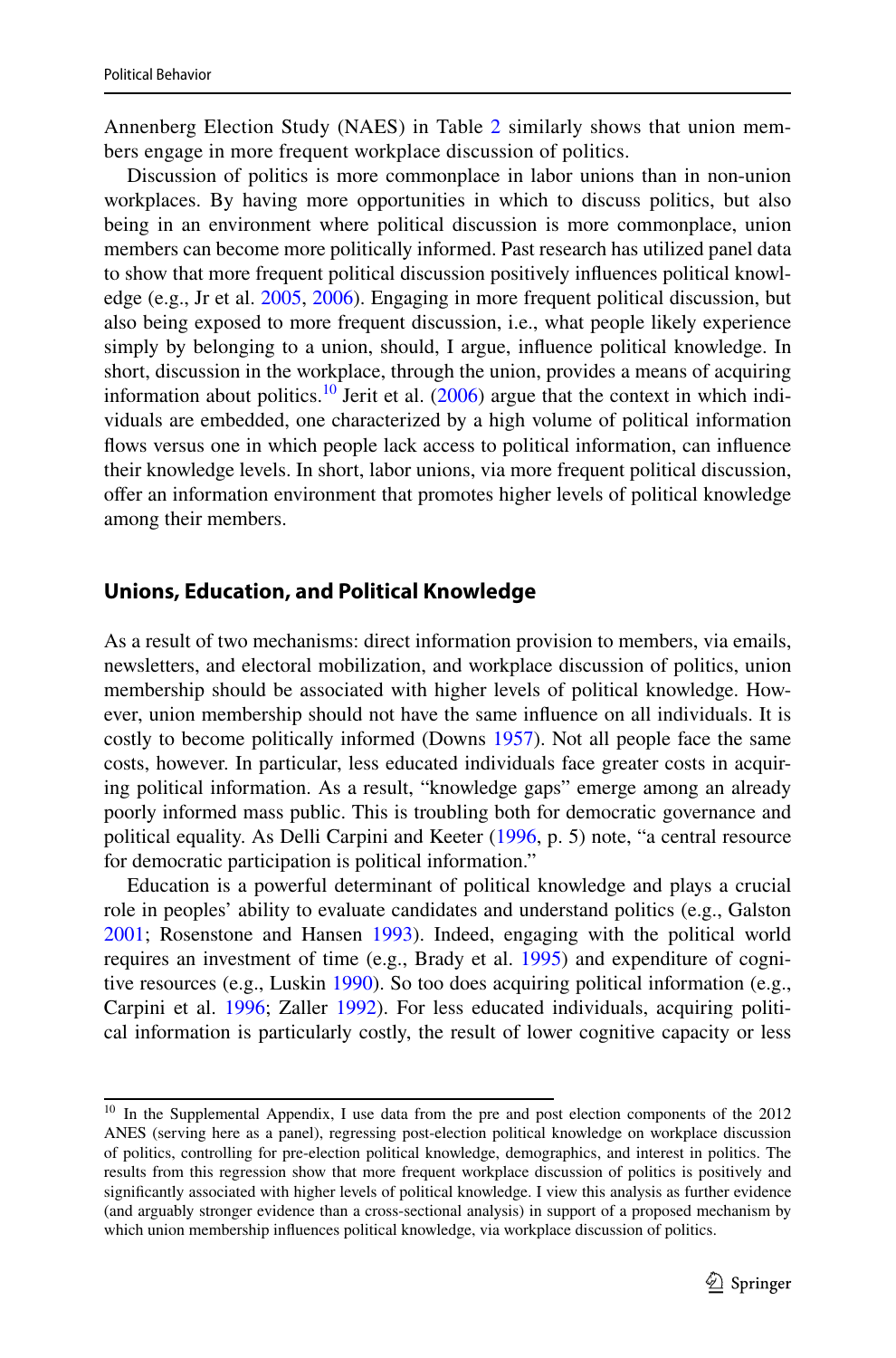Annenberg Election Study (NAES) in Table 2 similarly shows that union members engage in more frequent workplace discussion of politics.

Discussion of politics is more commonplace in labor unions than in non-union workplaces. By having more opportunities in which to discuss politics, but also being in an environment where political discussion is more commonplace, union members can become more politically informed. Past research has utilized panel data to show that more frequent political discussion positively influences political knowledge (e.g., Jr et al. 2005, 2006). Engaging in more frequent political discussion, but also being exposed to more frequent discussion, i.e., what people likely experience simply by belonging to a union, should, I argue, influence political knowledge. In short, discussion in the workplace, through the union, provides a means of acquiring information about politics.[10] Jerit et al. (2006) argue that the context in which individuals are embedded, one characterized by a high volume of political information flows versus one in which people lack access to political information, can influence their knowledge levels. In short, labor unions, via more frequent political discussion, offer an information environment that promotes higher levels of political knowledge among their members.

### Unions, Education, and Political Knowledge

As a result of two mechanisms: direct information provision to members, via emails, newsletters, and electoral mobilization, and workplace discussion of politics, union membership should be associated with higher levels of political knowledge. However, union membership should not have the same influence on all individuals. It is costly to become politically informed (Downs 1957). Not all people face the same costs, however. In particular, less educated individuals face greater costs in acquiring political information. As a result, "knowledge gaps" emerge among an already poorly informed mass public. This is troubling both for democratic governance and political equality. As Delli Carpini and Keeter (1996, p. 5) note, "a central resource for democratic participation is political information."

Education is a powerful determinant of political knowledge and plays a crucial role in peoples' ability to evaluate candidates and understand politics (e.g., Galston 2001; Rosenstone and Hansen 1993). Indeed, engaging with the political world requires an investment of time (e.g., Brady et al. 1995) and expenditure of cognitive resources (e.g., Luskin 1990). So too does acquiring political information (e.g., Carpini et al. 1996; Zaller 1992). For less educated individuals, acquiring political information is particularly costly, the result of lower cognitive capacity or less

[10] In the Supplemental Appendix, I use data from the pre and post election components of the 2012 ANES (serving here as a panel), regressing post-election political knowledge on workplace discussion of politics, controlling for pre-election political knowledge, demographics, and interest in politics. The results from this regression show that more frequent workplace discussion of politics is positively and significantly associated with higher levels of political knowledge. I view this analysis as further evidence (and arguably stronger evidence than a cross-sectional analysis) in support of a proposed mechanism by which union membership influences political knowledge, via workplace discussion of politics.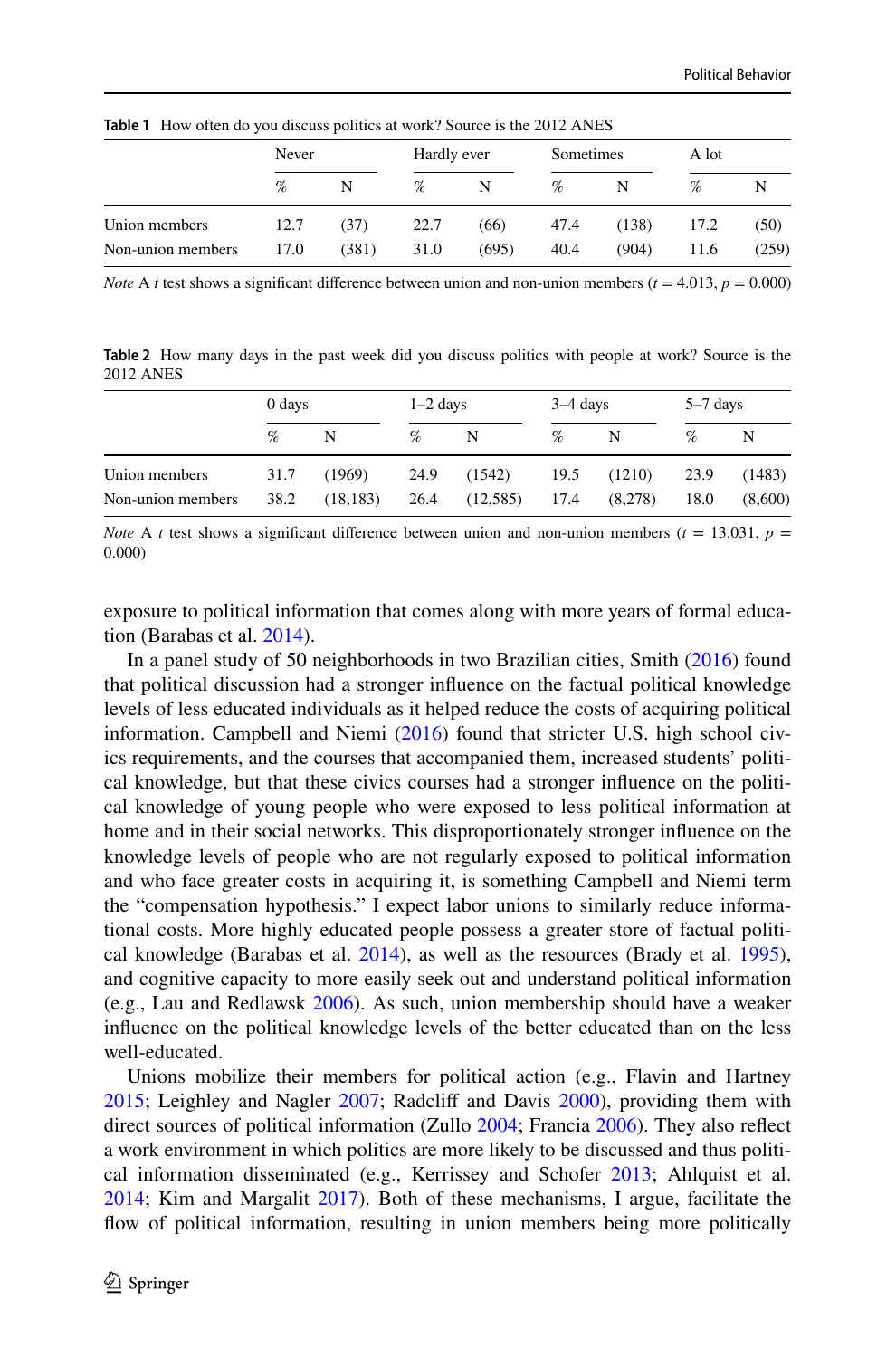**Table 1** How often do you discuss politics at work? Source is the 2012 ANES

| | Never | | Hardly ever | | Sometimes | | A lot | |
|---|---|---|---|---|---|---|---|---|
| | % | N | % | N | % | N | % | N |
| Union members | 12.7 | (37) | 22.7 | (66) | 47.4 | (138) | 17.2 | (50) |
| Non-union members | 17.0 | (381) | 31.0 | (695) | 40.4 | (904) | 11.6 | (259) |

*Note* A *t* test shows a significant difference between union and non-union members ($t = 4.013$, $p = 0.000$)

**Table 2** How many days in the past week did you discuss politics with people at work? Source is the 2012 ANES

| | 0 days | | 1–2 days | | 3–4 days | | 5–7 days | |
|---|---|---|---|---|---|---|---|---|
| | % | N | % | N | % | N | % | N |
| Union members | 31.7 | (1969) | 24.9 | (1542) | 19.5 | (1210) | 23.9 | (1483) |
| Non-union members | 38.2 | (18,183) | 26.4 | (12,585) | 17.4 | (8,278) | 18.0 | (8,600) |

*Note* A *t* test shows a significant difference between union and non-union members ($t = 13.031$, $p = 0.000$)

exposure to political information that comes along with more years of formal education (Barabas et al. 2014).

In a panel study of 50 neighborhoods in two Brazilian cities, Smith (2016) found that political discussion had a stronger influence on the factual political knowledge levels of less educated individuals as it helped reduce the costs of acquiring political information. Campbell and Niemi (2016) found that stricter U.S. high school civics requirements, and the courses that accompanied them, increased students' political knowledge, but that these civics courses had a stronger influence on the political knowledge of young people who were exposed to less political information at home and in their social networks. This disproportionately stronger influence on the knowledge levels of people who are not regularly exposed to political information and who face greater costs in acquiring it, is something Campbell and Niemi term the "compensation hypothesis." I expect labor unions to similarly reduce informational costs. More highly educated people possess a greater store of factual political knowledge (Barabas et al. 2014), as well as the resources (Brady et al. 1995), and cognitive capacity to more easily seek out and understand political information (e.g., Lau and Redlawsk 2006). As such, union membership should have a weaker influence on the political knowledge levels of the better educated than on the less well-educated.

Unions mobilize their members for political action (e.g., Flavin and Hartney 2015; Leighley and Nagler 2007; Radcliff and Davis 2000), providing them with direct sources of political information (Zullo 2004; Francia 2006). They also reflect a work environment in which politics are more likely to be discussed and thus political information disseminated (e.g., Kerrissey and Schofer 2013; Ahlquist et al. 2014; Kim and Margalit 2017). Both of these mechanisms, I argue, facilitate the flow of political information, resulting in union members being more politically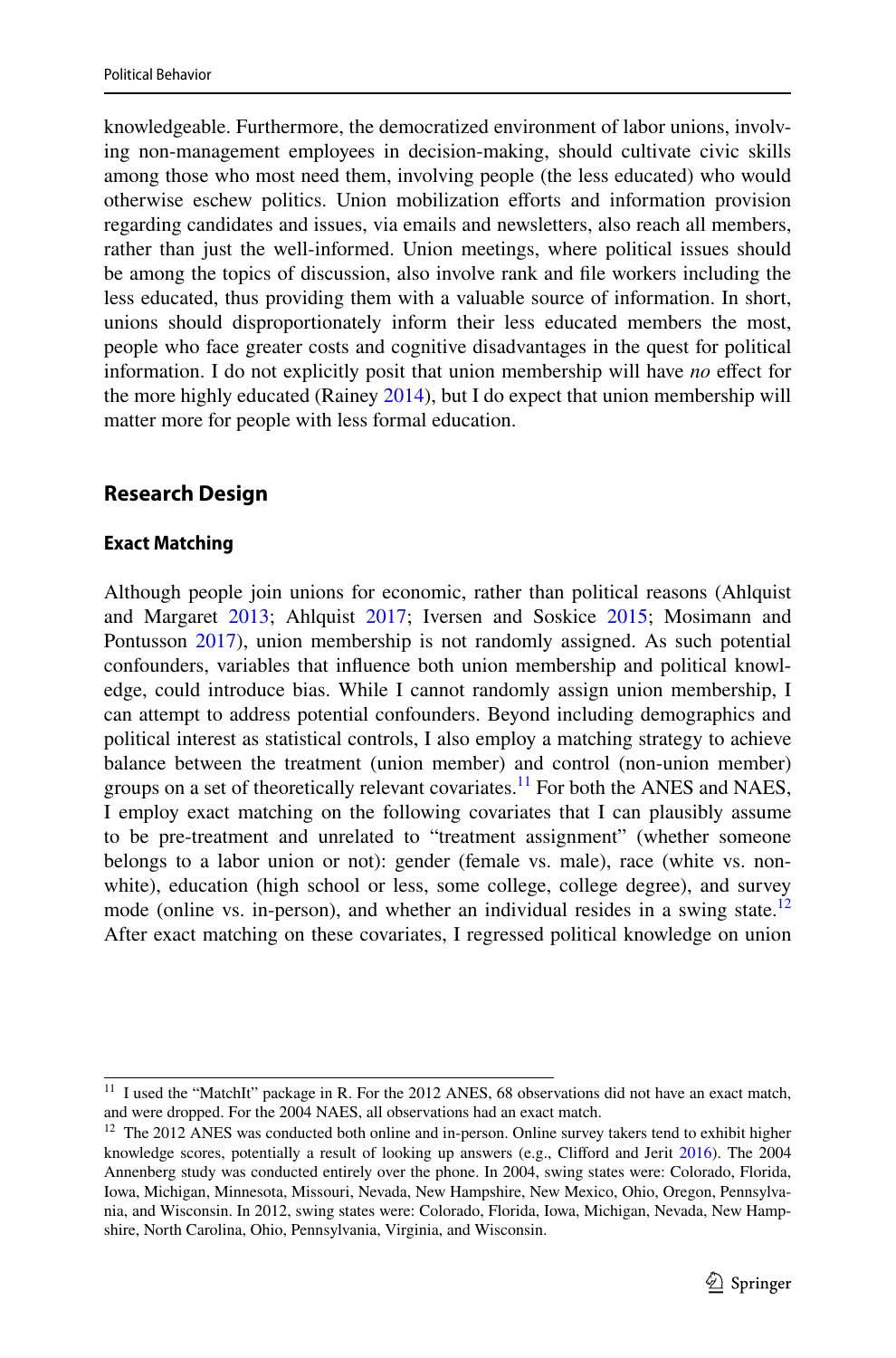knowledgeable. Furthermore, the democratized environment of labor unions, involving non-management employees in decision-making, should cultivate civic skills among those who most need them, involving people (the less educated) who would otherwise eschew politics. Union mobilization efforts and information provision regarding candidates and issues, via emails and newsletters, also reach all members, rather than just the well-informed. Union meetings, where political issues should be among the topics of discussion, also involve rank and file workers including the less educated, thus providing them with a valuable source of information. In short, unions should disproportionately inform their less educated members the most, people who face greater costs and cognitive disadvantages in the quest for political information. I do not explicitly posit that union membership will have *no* effect for the more highly educated (Rainey 2014), but I do expect that union membership will matter more for people with less formal education.

## Research Design

### Exact Matching

Although people join unions for economic, rather than political reasons (Ahlquist and Margaret 2013; Ahlquist 2017; Iversen and Soskice 2015; Mosimann and Pontusson 2017), union membership is not randomly assigned. As such potential confounders, variables that influence both union membership and political knowledge, could introduce bias. While I cannot randomly assign union membership, I can attempt to address potential confounders. Beyond including demographics and political interest as statistical controls, I also employ a matching strategy to achieve balance between the treatment (union member) and control (non-union member) groups on a set of theoretically relevant covariates.[11] For both the ANES and NAES, I employ exact matching on the following covariates that I can plausibly assume to be pre-treatment and unrelated to "treatment assignment" (whether someone belongs to a labor union or not): gender (female vs. male), race (white vs. non-white), education (high school or less, some college, college degree), and survey mode (online vs. in-person), and whether an individual resides in a swing state.[12] After exact matching on these covariates, I regressed political knowledge on union

---

[11] I used the "MatchIt" package in R. For the 2012 ANES, 68 observations did not have an exact match, and were dropped. For the 2004 NAES, all observations had an exact match.

[12] The 2012 ANES was conducted both online and in-person. Online survey takers tend to exhibit higher knowledge scores, potentially a result of looking up answers (e.g., Clifford and Jerit 2016). The 2004 Annenberg study was conducted entirely over the phone. In 2004, swing states were: Colorado, Florida, Iowa, Michigan, Minnesota, Missouri, Nevada, New Hampshire, New Mexico, Ohio, Oregon, Pennsylvania, and Wisconsin. In 2012, swing states were: Colorado, Florida, Iowa, Michigan, Nevada, New Hampshire, North Carolina, Ohio, Pennsylvania, Virginia, and Wisconsin.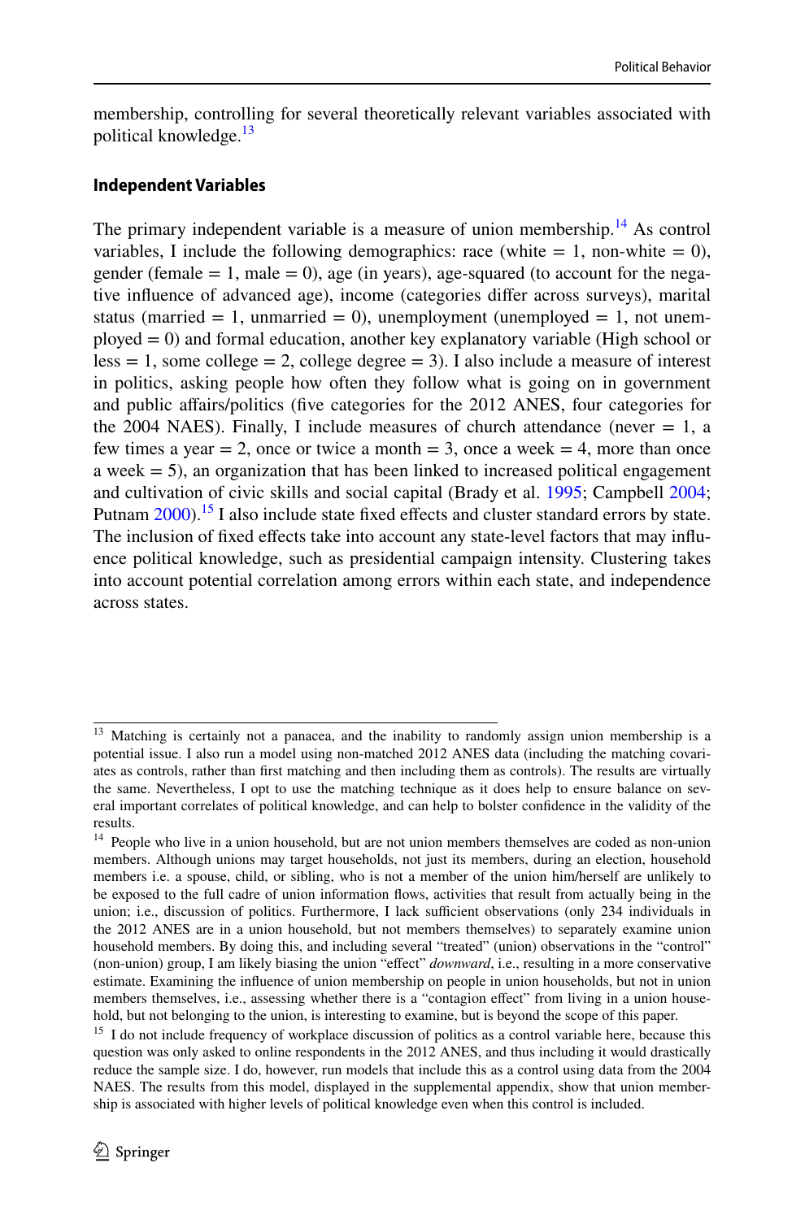membership, controlling for several theoretically relevant variables associated with political knowledge.[13]

## Independent Variables

The primary independent variable is a measure of union membership.[14] As control variables, I include the following demographics: race (white = 1, non-white = 0), gender (female = 1, male = 0), age (in years), age-squared (to account for the negative influence of advanced age), income (categories differ across surveys), marital status (married = 1, unmarried = 0), unemployment (unemployed = 1, not unemployed = 0) and formal education, another key explanatory variable (High school or less = 1, some college = 2, college degree = 3). I also include a measure of interest in politics, asking people how often they follow what is going on in government and public affairs/politics (five categories for the 2012 ANES, four categories for the 2004 NAES). Finally, I include measures of church attendance (never = 1, a few times a year = 2, once or twice a month = 3, once a week = 4, more than once a week = 5), an organization that has been linked to increased political engagement and cultivation of civic skills and social capital (Brady et al. 1995; Campbell 2004; Putnam 2000).[15] I also include state fixed effects and cluster standard errors by state. The inclusion of fixed effects take into account any state-level factors that may influence political knowledge, such as presidential campaign intensity. Clustering takes into account potential correlation among errors within each state, and independence across states.

---

[13] Matching is certainly not a panacea, and the inability to randomly assign union membership is a potential issue. I also run a model using non-matched 2012 ANES data (including the matching covariates as controls, rather than first matching and then including them as controls). The results are virtually the same. Nevertheless, I opt to use the matching technique as it does help to ensure balance on several important correlates of political knowledge, and can help to bolster confidence in the validity of the results.

[14] People who live in a union household, but are not union members themselves are coded as non-union members. Although unions may target households, not just its members, during an election, household members i.e. a spouse, child, or sibling, who is not a member of the union him/herself are unlikely to be exposed to the full cadre of union information flows, activities that result from actually being in the union; i.e., discussion of politics. Furthermore, I lack sufficient observations (only 234 individuals in the 2012 ANES are in a union household, but not members themselves) to separately examine union household members. By doing this, and including several "treated" (union) observations in the "control" (non-union) group, I am likely biasing the union "effect" *downward*, i.e., resulting in a more conservative estimate. Examining the influence of union membership on people in union households, but not in union members themselves, i.e., assessing whether there is a "contagion effect" from living in a union household, but not belonging to the union, is interesting to examine, but is beyond the scope of this paper.

[15] I do not include frequency of workplace discussion of politics as a control variable here, because this question was only asked to online respondents in the 2012 ANES, and thus including it would drastically reduce the sample size. I do, however, run models that include this as a control using data from the 2004 NAES. The results from this model, displayed in the supplemental appendix, show that union membership is associated with higher levels of political knowledge even when this control is included.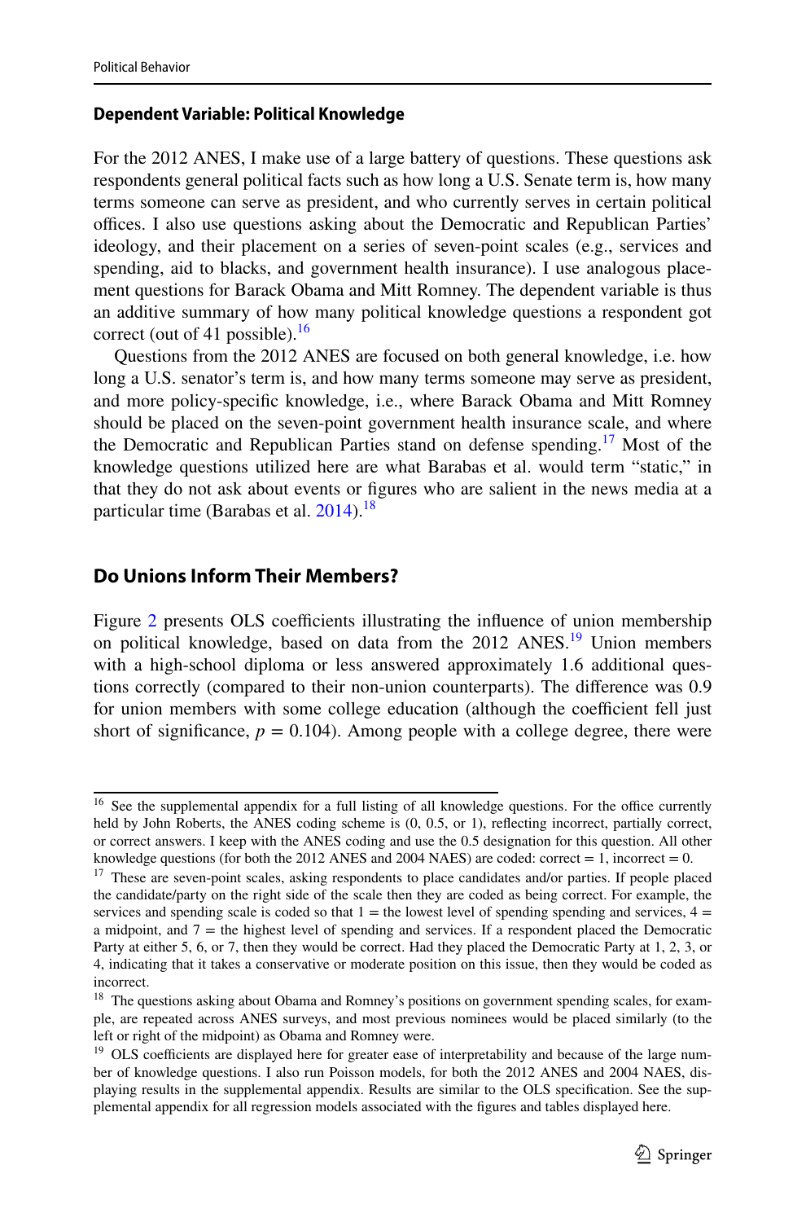#### Dependent Variable: Political Knowledge

For the 2012 ANES, I make use of a large battery of questions. These questions ask respondents general political facts such as how long a U.S. Senate term is, how many terms someone can serve as president, and who currently serves in certain political offices. I also use questions asking about the Democratic and Republican Parties' ideology, and their placement on a series of seven-point scales (e.g., services and spending, aid to blacks, and government health insurance). I use analogous placement questions for Barack Obama and Mitt Romney. The dependent variable is thus an additive summary of how many political knowledge questions a respondent got correct (out of 41 possible).[16]

Questions from the 2012 ANES are focused on both general knowledge, i.e. how long a U.S. senator's term is, and how many terms someone may serve as president, and more policy-specific knowledge, i.e., where Barack Obama and Mitt Romney should be placed on the seven-point government health insurance scale, and where the Democratic and Republican Parties stand on defense spending.[17] Most of the knowledge questions utilized here are what Barabas et al. would term "static," in that they do not ask about events or figures who are salient in the news media at a particular time (Barabas et al. 2014).[18]

### Do Unions Inform Their Members?

Figure 2 presents OLS coefficients illustrating the influence of union membership on political knowledge, based on data from the 2012 ANES.[19] Union members with a high-school diploma or less answered approximately 1.6 additional questions correctly (compared to their non-union counterparts). The difference was 0.9 for union members with some college education (although the coefficient fell just short of significance, $p = 0.104$). Among people with a college degree, there were

---

[16] See the supplemental appendix for a full listing of all knowledge questions. For the office currently held by John Roberts, the ANES coding scheme is (0, 0.5, or 1), reflecting incorrect, partially correct, or correct answers. I keep with the ANES coding and use the 0.5 designation for this question. All other knowledge questions (for both the 2012 ANES and 2004 NAES) are coded: correct = 1, incorrect = 0.

[17] These are seven-point scales, asking respondents to place candidates and/or parties. If people placed the candidate/party on the right side of the scale then they are coded as being correct. For example, the services and spending scale is coded so that 1 = the lowest level of spending spending and services, 4 = a midpoint, and 7 = the highest level of spending and services. If a respondent placed the Democratic Party at either 5, 6, or 7, then they would be correct. Had they placed the Democratic Party at 1, 2, 3, or 4, indicating that it takes a conservative or moderate position on this issue, then they would be coded as incorrect.

[18] The questions asking about Obama and Romney's positions on government spending scales, for example, are repeated across ANES surveys, and most previous nominees would be placed similarly (to the left or right of the midpoint) as Obama and Romney were.

[19] OLS coefficients are displayed here for greater ease of interpretability and because of the large number of knowledge questions. I also run Poisson models, for both the 2012 ANES and 2004 NAES, displaying results in the supplemental appendix. Results are similar to the OLS specification. See the supplemental appendix for all regression models associated with the figures and tables displayed here.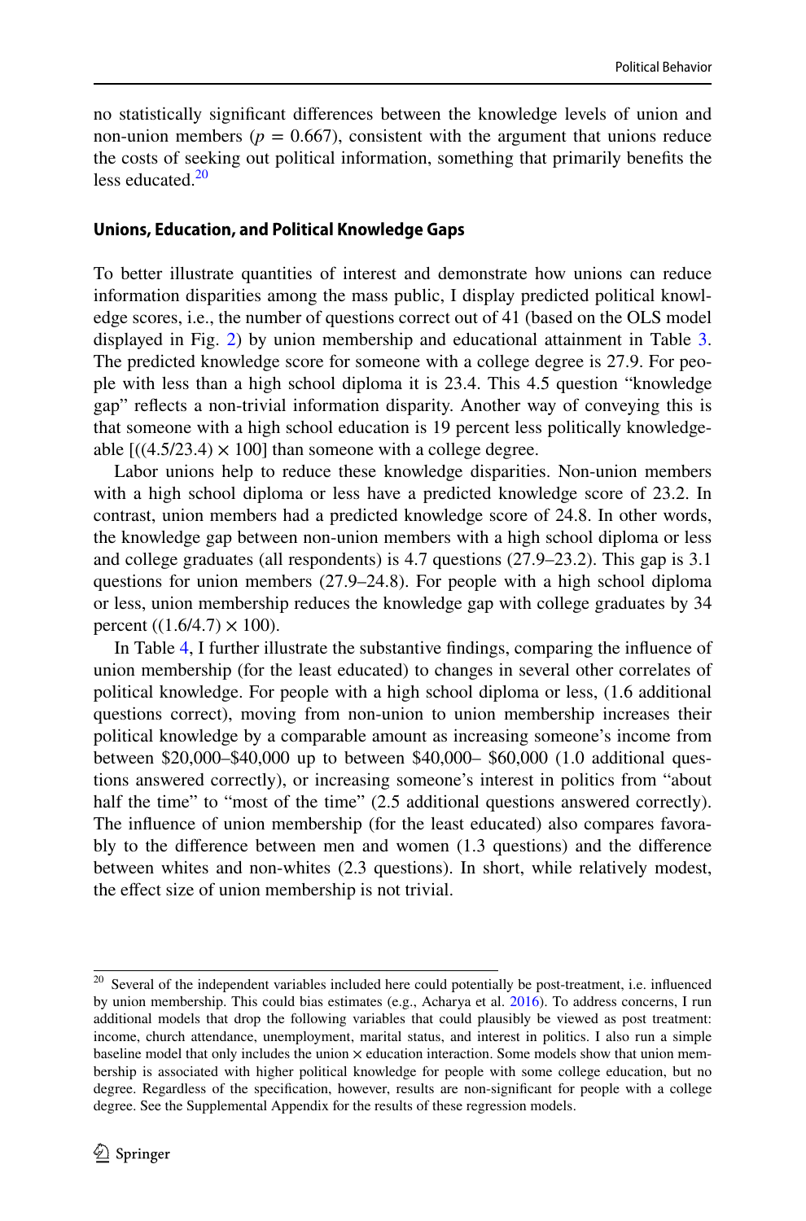no statistically significant differences between the knowledge levels of union and non-union members ($p$ = 0.667), consistent with the argument that unions reduce the costs of seeking out political information, something that primarily benefits the less educated.[20]

### Unions, Education, and Political Knowledge Gaps

To better illustrate quantities of interest and demonstrate how unions can reduce information disparities among the mass public, I display predicted political knowledge scores, i.e., the number of questions correct out of 41 (based on the OLS model displayed in Fig. 2) by union membership and educational attainment in Table 3. The predicted knowledge score for someone with a college degree is 27.9. For people with less than a high school diploma it is 23.4. This 4.5 question "knowledge gap" reflects a non-trivial information disparity. Another way of conveying this is that someone with a high school education is 19 percent less politically knowledgeable [((4.5/23.4) × 100] than someone with a college degree.

Labor unions help to reduce these knowledge disparities. Non-union members with a high school diploma or less have a predicted knowledge score of 23.2. In contrast, union members had a predicted knowledge score of 24.8. In other words, the knowledge gap between non-union members with a high school diploma or less and college graduates (all respondents) is 4.7 questions (27.9–23.2). This gap is 3.1 questions for union members (27.9–24.8). For people with a high school diploma or less, union membership reduces the knowledge gap with college graduates by 34 percent ((1.6/4.7) × 100).

In Table 4, I further illustrate the substantive findings, comparing the influence of union membership (for the least educated) to changes in several other correlates of political knowledge. For people with a high school diploma or less, (1.6 additional questions correct), moving from non-union to union membership increases their political knowledge by a comparable amount as increasing someone's income from between $20,000–$40,000 up to between $40,000– $60,000 (1.0 additional questions answered correctly), or increasing someone's interest in politics from "about half the time" to "most of the time" (2.5 additional questions answered correctly). The influence of union membership (for the least educated) also compares favorably to the difference between men and women (1.3 questions) and the difference between whites and non-whites (2.3 questions). In short, while relatively modest, the effect size of union membership is not trivial.

---

[20] Several of the independent variables included here could potentially be post-treatment, i.e. influenced by union membership. This could bias estimates (e.g., Acharya et al. 2016). To address concerns, I run additional models that drop the following variables that could plausibly be viewed as post treatment: income, church attendance, unemployment, marital status, and interest in politics. I also run a simple baseline model that only includes the union × education interaction. Some models show that union membership is associated with higher political knowledge for people with some college education, but no degree. Regardless of the specification, however, results are non-significant for people with a college degree. See the Supplemental Appendix for the results of these regression models.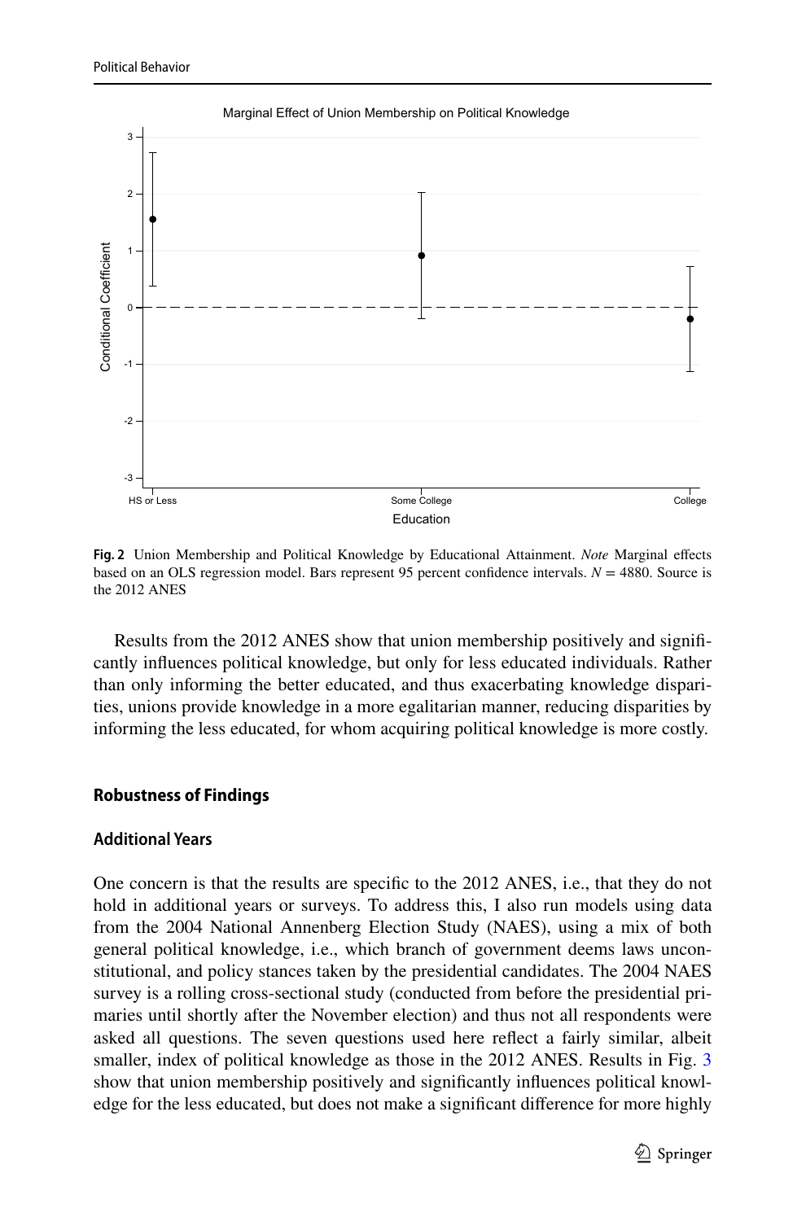**Fig. 2** Union Membership and Political Knowledge by Educational Attainment. *Note* Marginal effects based on an OLS regression model. Bars represent 95 percent confidence intervals. $N = 4880$. Source is the 2012 ANES

Results from the 2012 ANES show that union membership positively and significantly influences political knowledge, but only for less educated individuals. Rather than only informing the better educated, and thus exacerbating knowledge disparities, unions provide knowledge in a more egalitarian manner, reducing disparities by informing the less educated, for whom acquiring political knowledge is more costly.

## Robustness of Findings

### Additional Years

One concern is that the results are specific to the 2012 ANES, i.e., that they do not hold in additional years or surveys. To address this, I also run models using data from the 2004 National Annenberg Election Study (NAES), using a mix of both general political knowledge, i.e., which branch of government deems laws unconstitutional, and policy stances taken by the presidential candidates. The 2004 NAES survey is a rolling cross-sectional study (conducted from before the presidential primaries until shortly after the November election) and thus not all respondents were asked all questions. The seven questions used here reflect a fairly similar, albeit smaller, index of political knowledge as those in the 2012 ANES. Results in Fig. 3 show that union membership positively and significantly influences political knowledge for the less educated, but does not make a significant difference for more highly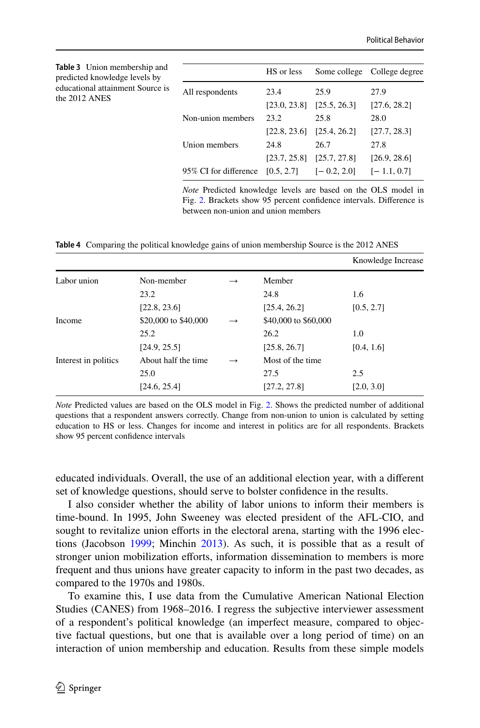**Table 3** Union membership and predicted knowledge levels by educational attainment Source is the 2012 ANES

| | HS or less | Some college | College degree |
|---|---|---|---|
| All respondents | 23.4 | 25.9 | 27.9 |
| | [23.0, 23.8] | [25.5, 26.3] | [27.6, 28.2] |
| Non-union members | 23.2 | 25.8 | 28.0 |
| | [22.8, 23.6] | [25.4, 26.2] | [27.7, 28.3] |
| Union members | 24.8 | 26.7 | 27.8 |
| | [23.7, 25.8] | [25.7, 27.8] | [26.9, 28.6] |
| 95% CI for difference | [0.5, 2.7] | [− 0.2, 2.0] | [− 1.1, 0.7] |

*Note* Predicted knowledge levels are based on the OLS model in Fig. 2. Brackets show 95 percent confidence intervals. Difference is between non-union and union members

**Table 4** Comparing the political knowledge gains of union membership Source is the 2012 ANES

| | | | | Knowledge Increase |
|---|---|---|---|---|
| Labor union | Non-member | → | Member | |
| | 23.2 | | 24.8 | 1.6 |
| | [22.8, 23.6] | | [25.4, 26.2] | [0.5, 2.7] |
| Income | $20,000 to $40,000 | → | $40,000 to $60,000 | |
| | 25.2 | | 26.2 | 1.0 |
| | [24.9, 25.5] | | [25.8, 26.7] | [0.4, 1.6] |
| Interest in politics | About half the time | → | Most of the time | |
| | 25.0 | | 27.5 | 2.5 |
| | [24.6, 25.4] | | [27.2, 27.8] | [2.0, 3.0] |

*Note* Predicted values are based on the OLS model in Fig. 2. Shows the predicted number of additional questions that a respondent answers correctly. Change from non-union to union is calculated by setting education to HS or less. Changes for income and interest in politics are for all respondents. Brackets show 95 percent confidence intervals

educated individuals. Overall, the use of an additional election year, with a different set of knowledge questions, should serve to bolster confidence in the results.

I also consider whether the ability of labor unions to inform their members is time-bound. In 1995, John Sweeney was elected president of the AFL-CIO, and sought to revitalize union efforts in the electoral arena, starting with the 1996 elections (Jacobson 1999; Minchin 2013). As such, it is possible that as a result of stronger union mobilization efforts, information dissemination to members is more frequent and thus unions have greater capacity to inform in the past two decades, as compared to the 1970s and 1980s.

To examine this, I use data from the Cumulative American National Election Studies (CANES) from 1968–2016. I regress the subjective interviewer assessment of a respondent's political knowledge (an imperfect measure, compared to objective factual questions, but one that is available over a long period of time) on an interaction of union membership and education. Results from these simple models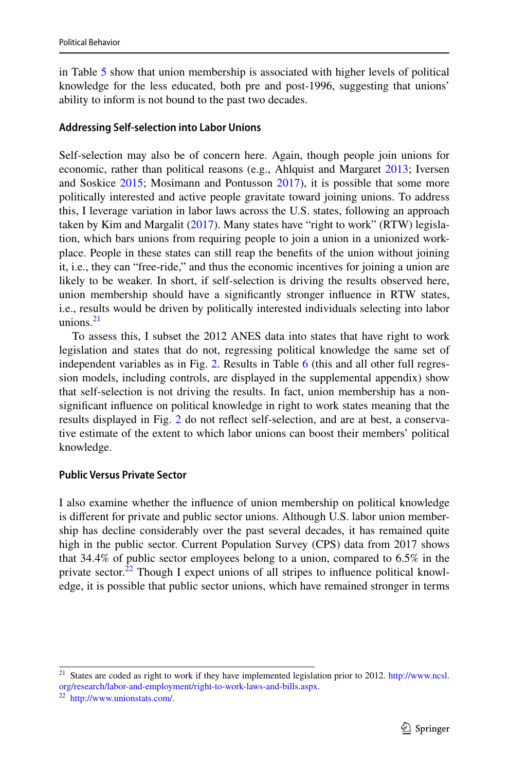in Table 5 show that union membership is associated with higher levels of political knowledge for the less educated, both pre and post-1996, suggesting that unions' ability to inform is not bound to the past two decades.

#### Addressing Self-selection into Labor Unions

Self-selection may also be of concern here. Again, though people join unions for economic, rather than political reasons (e.g., Ahlquist and Margaret 2013; Iversen and Soskice 2015; Mosimann and Pontusson 2017), it is possible that some more politically interested and active people gravitate toward joining unions. To address this, I leverage variation in labor laws across the U.S. states, following an approach taken by Kim and Margalit (2017). Many states have "right to work" (RTW) legislation, which bars unions from requiring people to join a union in a unionized workplace. People in these states can still reap the benefits of the union without joining it, i.e., they can "free-ride," and thus the economic incentives for joining a union are likely to be weaker. In short, if self-selection is driving the results observed here, union membership should have a significantly stronger influence in RTW states, i.e., results would be driven by politically interested individuals selecting into labor unions.[21]

To assess this, I subset the 2012 ANES data into states that have right to work legislation and states that do not, regressing political knowledge the same set of independent variables as in Fig. 2. Results in Table 6 (this and all other full regression models, including controls, are displayed in the supplemental appendix) show that self-selection is not driving the results. In fact, union membership has a non-significant influence on political knowledge in right to work states meaning that the results displayed in Fig. 2 do not reflect self-selection, and are at best, a conservative estimate of the extent to which labor unions can boost their members' political knowledge.

#### Public Versus Private Sector

I also examine whether the influence of union membership on political knowledge is different for private and public sector unions. Although U.S. labor union membership has decline considerably over the past several decades, it has remained quite high in the public sector. Current Population Survey (CPS) data from 2017 shows that 34.4% of public sector employees belong to a union, compared to 6.5% in the private sector.[22] Though I expect unions of all stripes to influence political knowledge, it is possible that public sector unions, which have remained stronger in terms

---

[21] States are coded as right to work if they have implemented legislation prior to 2012. http://www.ncsl.org/research/labor-and-employment/right-to-work-laws-and-bills.aspx.

[22] http://www.unionstats.com/.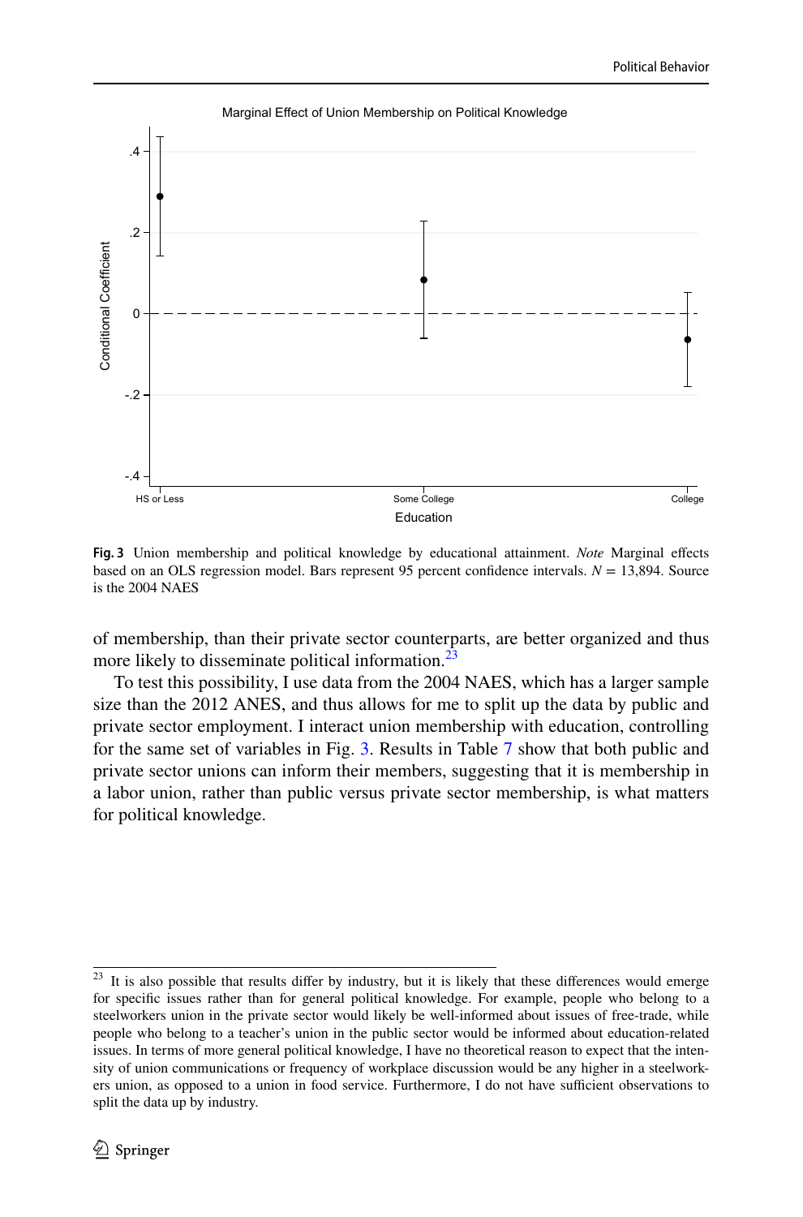**Fig. 3** Union membership and political knowledge by educational attainment. *Note* Marginal effects based on an OLS regression model. Bars represent 95 percent confidence intervals. $N = 13{,}894$. Source is the 2004 NAES

of membership, than their private sector counterparts, are better organized and thus more likely to disseminate political information.[23]

To test this possibility, I use data from the 2004 NAES, which has a larger sample size than the 2012 ANES, and thus allows for me to split up the data by public and private sector employment. I interact union membership with education, controlling for the same set of variables in Fig. 3. Results in Table 7 show that both public and private sector unions can inform their members, suggesting that it is membership in a labor union, rather than public versus private sector membership, is what matters for political knowledge.

[23] It is also possible that results differ by industry, but it is likely that these differences would emerge for specific issues rather than for general political knowledge. For example, people who belong to a steelworkers union in the private sector would likely be well-informed about issues of free-trade, while people who belong to a teacher's union in the public sector would be informed about education-related issues. In terms of more general political knowledge, I have no theoretical reason to expect that the intensity of union communications or frequency of workplace discussion would be any higher in a steelworkers union, as opposed to a union in food service. Furthermore, I do not have sufficient observations to split the data up by industry.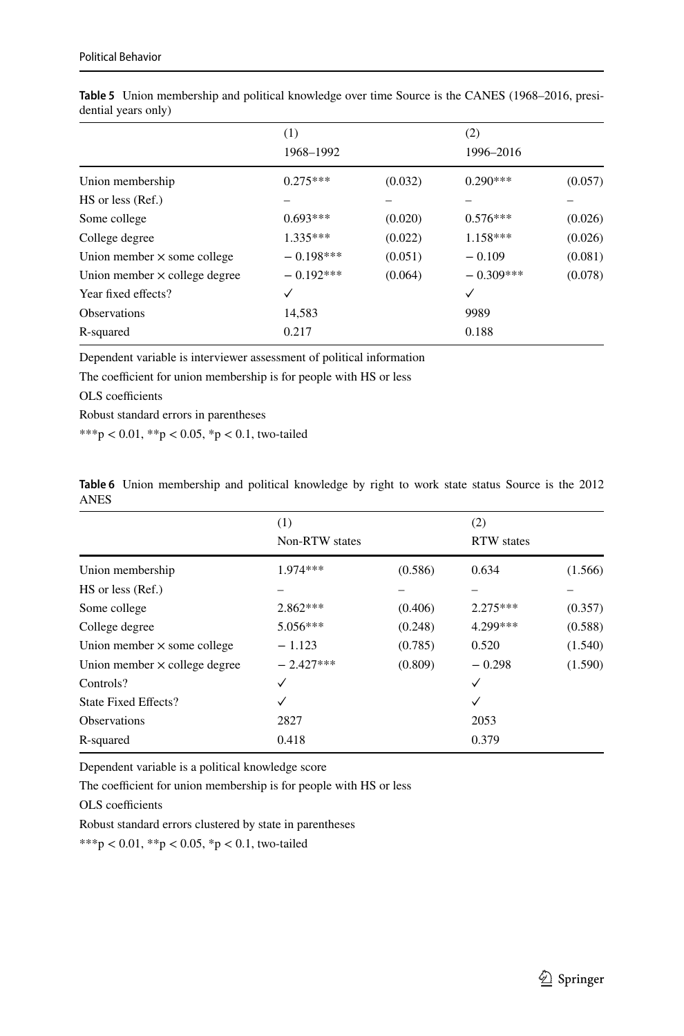**Table 5** Union membership and political knowledge over time Source is the CANES (1968–2016, presidential years only)

| | (1) 1968–1992 | | (2) 1996–2016 | |
|---|---|---|---|---|
| Union membership | 0.275*** | (0.032) | 0.290*** | (0.057) |
| HS or less (Ref.) | – | – | – | – |
| Some college | 0.693*** | (0.020) | 0.576*** | (0.026) |
| College degree | 1.335*** | (0.022) | 1.158*** | (0.026) |
| Union member × some college | − 0.198*** | (0.051) | − 0.109 | (0.081) |
| Union member × college degree | − 0.192*** | (0.064) | − 0.309*** | (0.078) |
| Year fixed effects? | ✓ | | ✓ | |
| Observations | 14,583 | | 9989 | |
| R-squared | 0.217 | | 0.188 | |

Dependent variable is interviewer assessment of political information

The coefficient for union membership is for people with HS or less

OLS coefficients

Robust standard errors in parentheses

***p < 0.01, **p < 0.05, *p < 0.1, two-tailed

**Table 6** Union membership and political knowledge by right to work state status Source is the 2012 ANES

| | (1) Non-RTW states | | (2) RTW states | |
|---|---|---|---|---|
| Union membership | 1.974*** | (0.586) | 0.634 | (1.566) |
| HS or less (Ref.) | – | – | – | – |
| Some college | 2.862*** | (0.406) | 2.275*** | (0.357) |
| College degree | 5.056*** | (0.248) | 4.299*** | (0.588) |
| Union member × some college | − 1.123 | (0.785) | 0.520 | (1.540) |
| Union member × college degree | − 2.427*** | (0.809) | − 0.298 | (1.590) |
| Controls? | ✓ | | ✓ | |
| State Fixed Effects? | ✓ | | ✓ | |
| Observations | 2827 | | 2053 | |
| R-squared | 0.418 | | 0.379 | |

Dependent variable is a political knowledge score

The coefficient for union membership is for people with HS or less

OLS coefficients

Robust standard errors clustered by state in parentheses

***p < 0.01, **p < 0.05, *p < 0.1, two-tailed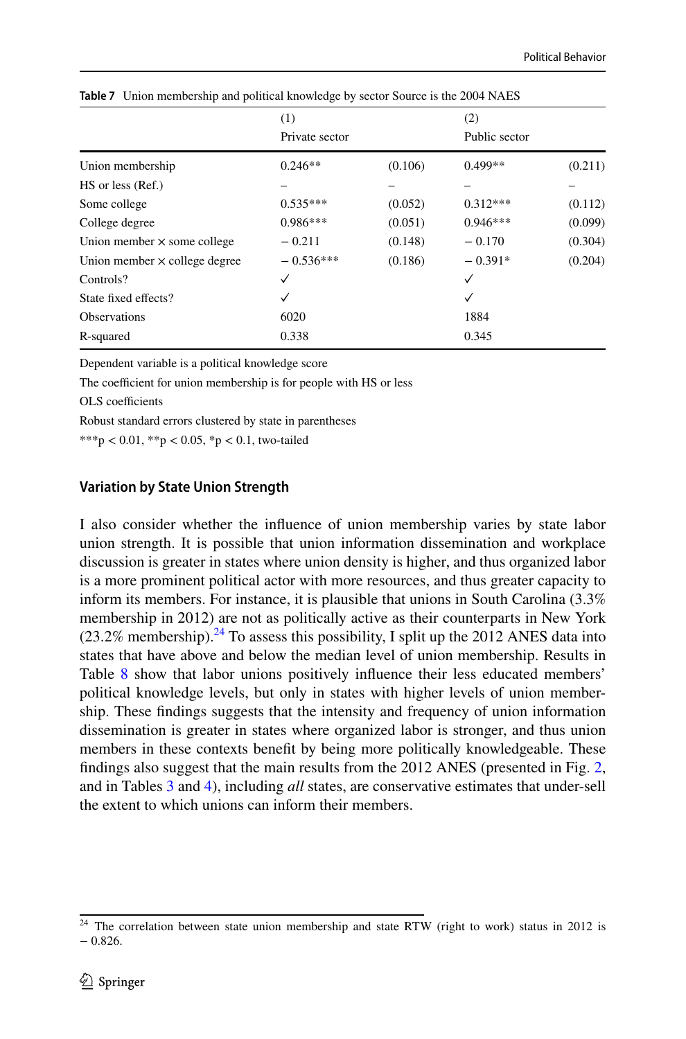**Table 7** Union membership and political knowledge by sector Source is the 2004 NAES

| | (1) Private sector | | (2) Public sector | |
|---|---|---|---|---|
| Union membership | 0.246** | (0.106) | 0.499** | (0.211) |
| HS or less (Ref.) | – | – | – | – |
| Some college | 0.535*** | (0.052) | 0.312*** | (0.112) |
| College degree | 0.986*** | (0.051) | 0.946*** | (0.099) |
| Union member × some college | − 0.211 | (0.148) | − 0.170 | (0.304) |
| Union member × college degree | − 0.536*** | (0.186) | − 0.391* | (0.204) |
| Controls? | ✓ | | ✓ | |
| State fixed effects? | ✓ | | ✓ | |
| Observations | 6020 | | 1884 | |
| R-squared | 0.338 | | 0.345 | |

Dependent variable is a political knowledge score

The coefficient for union membership is for people with HS or less

OLS coefficients

Robust standard errors clustered by state in parentheses

***p < 0.01, **p < 0.05, *p < 0.1, two-tailed

### Variation by State Union Strength

I also consider whether the influence of union membership varies by state labor union strength. It is possible that union information dissemination and workplace discussion is greater in states where union density is higher, and thus organized labor is a more prominent political actor with more resources, and thus greater capacity to inform its members. For instance, it is plausible that unions in South Carolina (3.3% membership in 2012) are not as politically active as their counterparts in New York (23.2% membership).[24] To assess this possibility, I split up the 2012 ANES data into states that have above and below the median level of union membership. Results in Table 8 show that labor unions positively influence their less educated members' political knowledge levels, but only in states with higher levels of union membership. These findings suggests that the intensity and frequency of union information dissemination is greater in states where organized labor is stronger, and thus union members in these contexts benefit by being more politically knowledgeable. These findings also suggest that the main results from the 2012 ANES (presented in Fig. 2, and in Tables 3 and 4), including *all* states, are conservative estimates that under-sell the extent to which unions can inform their members.

[24] The correlation between state union membership and state RTW (right to work) status in 2012 is − 0.826.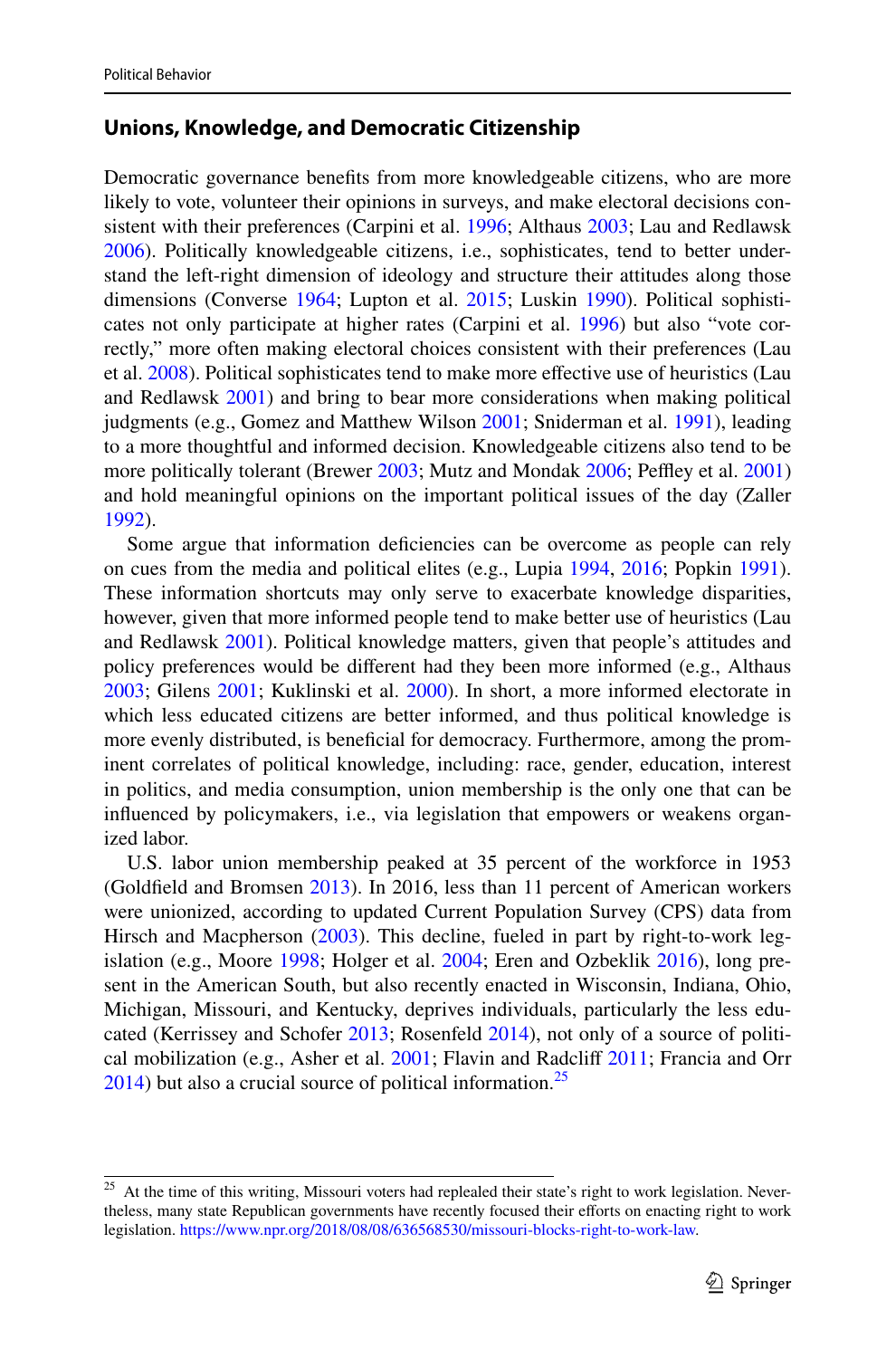## Unions, Knowledge, and Democratic Citizenship

Democratic governance benefits from more knowledgeable citizens, who are more likely to vote, volunteer their opinions in surveys, and make electoral decisions consistent with their preferences (Carpini et al. 1996; Althaus 2003; Lau and Redlawsk 2006). Politically knowledgeable citizens, i.e., sophisticates, tend to better understand the left-right dimension of ideology and structure their attitudes along those dimensions (Converse 1964; Lupton et al. 2015; Luskin 1990). Political sophisticates not only participate at higher rates (Carpini et al. 1996) but also "vote correctly," more often making electoral choices consistent with their preferences (Lau et al. 2008). Political sophisticates tend to make more effective use of heuristics (Lau and Redlawsk 2001) and bring to bear more considerations when making political judgments (e.g., Gomez and Matthew Wilson 2001; Sniderman et al. 1991), leading to a more thoughtful and informed decision. Knowledgeable citizens also tend to be more politically tolerant (Brewer 2003; Mutz and Mondak 2006; Peffley et al. 2001) and hold meaningful opinions on the important political issues of the day (Zaller 1992).

Some argue that information deficiencies can be overcome as people can rely on cues from the media and political elites (e.g., Lupia 1994, 2016; Popkin 1991). These information shortcuts may only serve to exacerbate knowledge disparities, however, given that more informed people tend to make better use of heuristics (Lau and Redlawsk 2001). Political knowledge matters, given that people's attitudes and policy preferences would be different had they been more informed (e.g., Althaus 2003; Gilens 2001; Kuklinski et al. 2000). In short, a more informed electorate in which less educated citizens are better informed, and thus political knowledge is more evenly distributed, is beneficial for democracy. Furthermore, among the prominent correlates of political knowledge, including: race, gender, education, interest in politics, and media consumption, union membership is the only one that can be influenced by policymakers, i.e., via legislation that empowers or weakens organized labor.

U.S. labor union membership peaked at 35 percent of the workforce in 1953 (Goldfield and Bromsen 2013). In 2016, less than 11 percent of American workers were unionized, according to updated Current Population Survey (CPS) data from Hirsch and Macpherson (2003). This decline, fueled in part by right-to-work legislation (e.g., Moore 1998; Holger et al. 2004; Eren and Ozbeklik 2016), long present in the American South, but also recently enacted in Wisconsin, Indiana, Ohio, Michigan, Missouri, and Kentucky, deprives individuals, particularly the less educated (Kerrissey and Schofer 2013; Rosenfeld 2014), not only of a source of political mobilization (e.g., Asher et al. 2001; Flavin and Radcliff 2011; Francia and Orr 2014) but also a crucial source of political information.[25]

[25] At the time of this writing, Missouri voters had replealed their state's right to work legislation. Nevertheless, many state Republican governments have recently focused their efforts on enacting right to work legislation. https://www.npr.org/2018/08/08/636568530/missouri-blocks-right-to-work-law.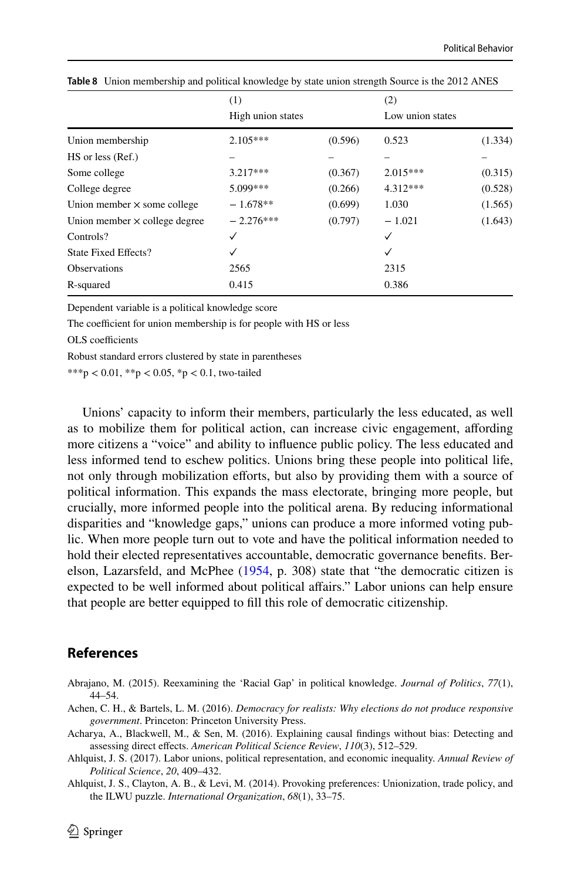**Table 8** Union membership and political knowledge by state union strength Source is the 2012 ANES

| | (1) | | (2) | |
|---|---|---|---|---|
| | High union states | | Low union states | |
| Union membership | 2.105*** | (0.596) | 0.523 | (1.334) |
| HS or less (Ref.) | – | – | – | – |
| Some college | 3.217*** | (0.367) | 2.015*** | (0.315) |
| College degree | 5.099*** | (0.266) | 4.312*** | (0.528) |
| Union member × some college | − 1.678** | (0.699) | 1.030 | (1.565) |
| Union member × college degree | − 2.276*** | (0.797) | − 1.021 | (1.643) |
| Controls? | ✓ | | ✓ | |
| State Fixed Effects? | ✓ | | ✓ | |
| Observations | 2565 | | 2315 | |
| R-squared | 0.415 | | 0.386 | |

Dependent variable is a political knowledge score

The coefficient for union membership is for people with HS or less

OLS coefficients

Robust standard errors clustered by state in parentheses

***p < 0.01, **p < 0.05, *p < 0.1, two-tailed

Unions' capacity to inform their members, particularly the less educated, as well as to mobilize them for political action, can increase civic engagement, affording more citizens a "voice" and ability to influence public policy. The less educated and less informed tend to eschew politics. Unions bring these people into political life, not only through mobilization efforts, but also by providing them with a source of political information. This expands the mass electorate, bringing more people, but crucially, more informed people into the political arena. By reducing informational disparities and "knowledge gaps," unions can produce a more informed voting public. When more people turn out to vote and have the political information needed to hold their elected representatives accountable, democratic governance benefits. Berelson, Lazarsfeld, and McPhee (1954, p. 308) state that "the democratic citizen is expected to be well informed about political affairs." Labor unions can help ensure that people are better equipped to fill this role of democratic citizenship.

## References

Abrajano, M. (2015). Reexamining the 'Racial Gap' in political knowledge. *Journal of Politics*, *77*(1), 44–54.

Achen, C. H., & Bartels, L. M. (2016). *Democracy for realists: Why elections do not produce responsive government*. Princeton: Princeton University Press.

Acharya, A., Blackwell, M., & Sen, M. (2016). Explaining causal findings without bias: Detecting and assessing direct effects. *American Political Science Review*, *110*(3), 512–529.

Ahlquist, J. S. (2017). Labor unions, political representation, and economic inequality. *Annual Review of Political Science*, *20*, 409–432.

Ahlquist, J. S., Clayton, A. B., & Levi, M. (2014). Provoking preferences: Unionization, trade policy, and the ILWU puzzle. *International Organization*, *68*(1), 33–75.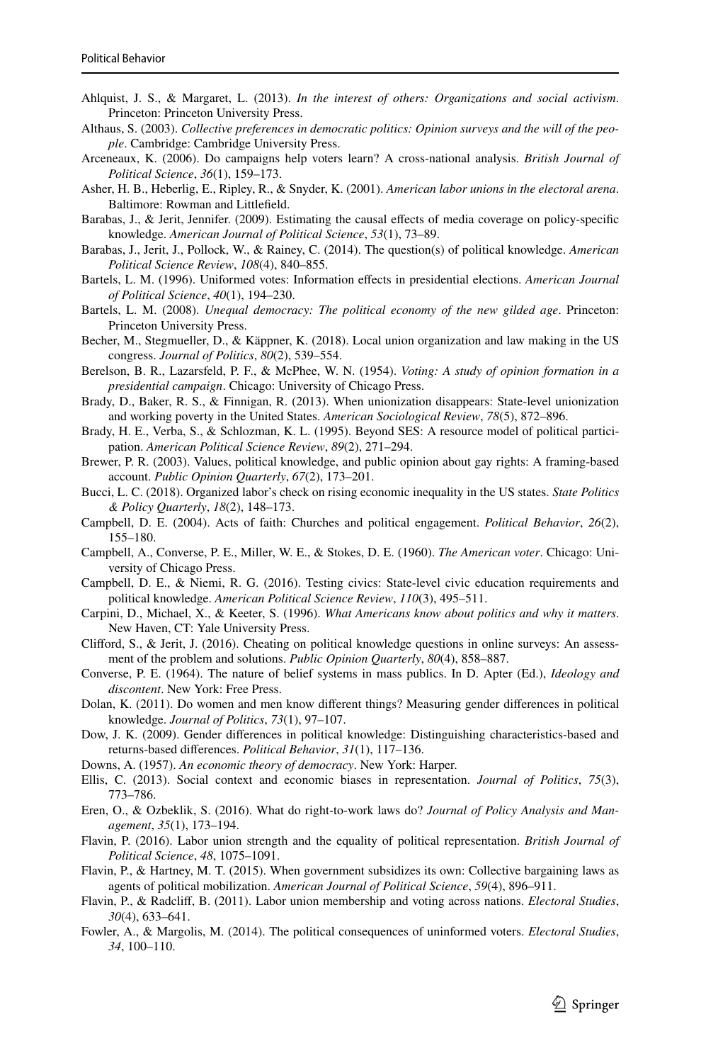Ahlquist, J. S., & Margaret, L. (2013). *In the interest of others: Organizations and social activism*. Princeton: Princeton University Press.

Althaus, S. (2003). *Collective preferences in democratic politics: Opinion surveys and the will of the people*. Cambridge: Cambridge University Press.

Arceneaux, K. (2006). Do campaigns help voters learn? A cross-national analysis. *British Journal of Political Science*, *36*(1), 159–173.

Asher, H. B., Heberlig, E., Ripley, R., & Snyder, K. (2001). *American labor unions in the electoral arena*. Baltimore: Rowman and Littlefield.

Barabas, J., & Jerit, Jennifer. (2009). Estimating the causal effects of media coverage on policy-specific knowledge. *American Journal of Political Science*, *53*(1), 73–89.

Barabas, J., Jerit, J., Pollock, W., & Rainey, C. (2014). The question(s) of political knowledge. *American Political Science Review*, *108*(4), 840–855.

Bartels, L. M. (1996). Uniformed votes: Information effects in presidential elections. *American Journal of Political Science*, *40*(1), 194–230.

Bartels, L. M. (2008). *Unequal democracy: The political economy of the new gilded age*. Princeton: Princeton University Press.

Becher, M., Stegmueller, D., & Käppner, K. (2018). Local union organization and law making in the US congress. *Journal of Politics*, *80*(2), 539–554.

Berelson, B. R., Lazarsfeld, P. F., & McPhee, W. N. (1954). *Voting: A study of opinion formation in a presidential campaign*. Chicago: University of Chicago Press.

Brady, D., Baker, R. S., & Finnigan, R. (2013). When unionization disappears: State-level unionization and working poverty in the United States. *American Sociological Review*, *78*(5), 872–896.

Brady, H. E., Verba, S., & Schlozman, K. L. (1995). Beyond SES: A resource model of political participation. *American Political Science Review*, *89*(2), 271–294.

Brewer, P. R. (2003). Values, political knowledge, and public opinion about gay rights: A framing-based account. *Public Opinion Quarterly*, *67*(2), 173–201.

Bucci, L. C. (2018). Organized labor's check on rising economic inequality in the US states. *State Politics & Policy Quarterly*, *18*(2), 148–173.

Campbell, D. E. (2004). Acts of faith: Churches and political engagement. *Political Behavior*, *26*(2), 155–180.

Campbell, A., Converse, P. E., Miller, W. E., & Stokes, D. E. (1960). *The American voter*. Chicago: University of Chicago Press.

Campbell, D. E., & Niemi, R. G. (2016). Testing civics: State-level civic education requirements and political knowledge. *American Political Science Review*, *110*(3), 495–511.

Carpini, D., Michael, X., & Keeter, S. (1996). *What Americans know about politics and why it matters*. New Haven, CT: Yale University Press.

Clifford, S., & Jerit, J. (2016). Cheating on political knowledge questions in online surveys: An assessment of the problem and solutions. *Public Opinion Quarterly*, *80*(4), 858–887.

Converse, P. E. (1964). The nature of belief systems in mass publics. In D. Apter (Ed.), *Ideology and discontent*. New York: Free Press.

Dolan, K. (2011). Do women and men know different things? Measuring gender differences in political knowledge. *Journal of Politics*, *73*(1), 97–107.

Dow, J. K. (2009). Gender differences in political knowledge: Distinguishing characteristics-based and returns-based differences. *Political Behavior*, *31*(1), 117–136.

Downs, A. (1957). *An economic theory of democracy*. New York: Harper.

Ellis, C. (2013). Social context and economic biases in representation. *Journal of Politics*, *75*(3), 773–786.

Eren, O., & Ozbeklik, S. (2016). What do right-to-work laws do? *Journal of Policy Analysis and Management*, *35*(1), 173–194.

Flavin, P. (2016). Labor union strength and the equality of political representation. *British Journal of Political Science*, *48*, 1075–1091.

Flavin, P., & Hartney, M. T. (2015). When government subsidizes its own: Collective bargaining laws as agents of political mobilization. *American Journal of Political Science*, *59*(4), 896–911.

Flavin, P., & Radcliff, B. (2011). Labor union membership and voting across nations. *Electoral Studies*, *30*(4), 633–641.

Fowler, A., & Margolis, M. (2014). The political consequences of uninformed voters. *Electoral Studies*, *34*, 100–110.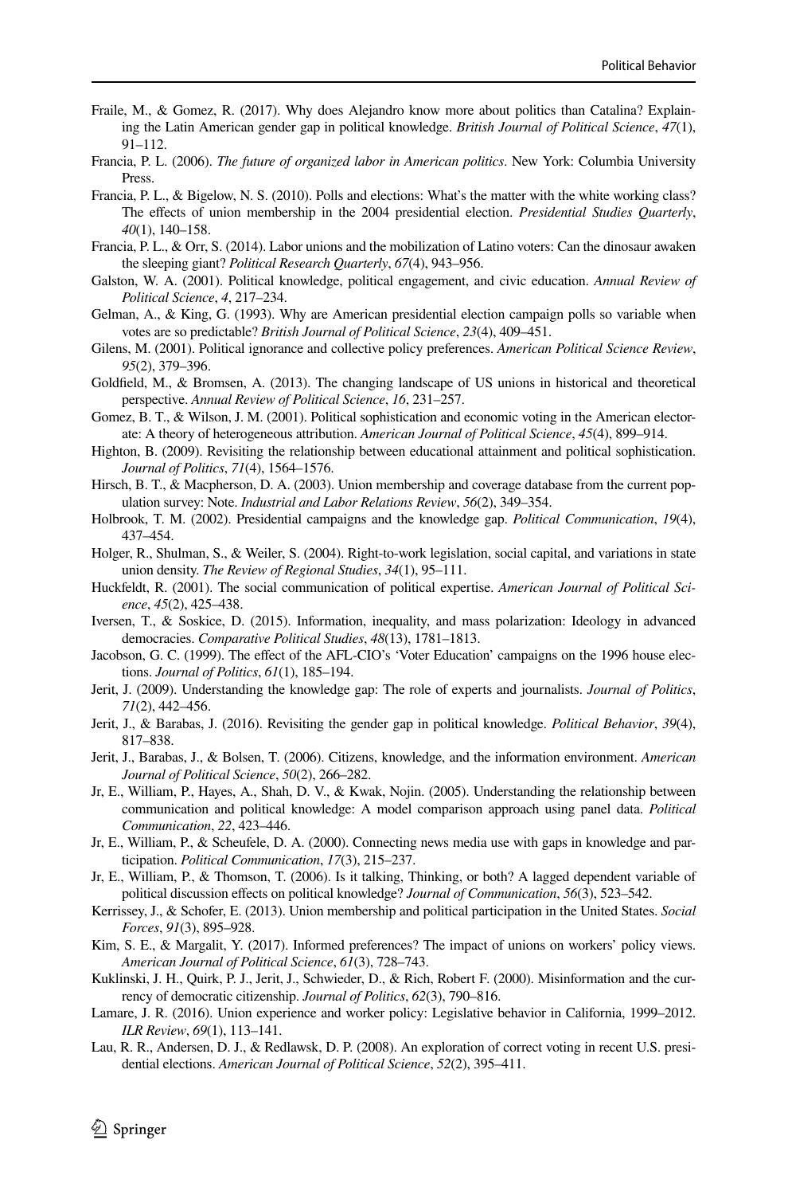Fraile, M., & Gomez, R. (2017). Why does Alejandro know more about politics than Catalina? Explaining the Latin American gender gap in political knowledge. *British Journal of Political Science*, *47*(1), 91–112.

Francia, P. L. (2006). *The future of organized labor in American politics*. New York: Columbia University Press.

Francia, P. L., & Bigelow, N. S. (2010). Polls and elections: What's the matter with the white working class? The effects of union membership in the 2004 presidential election. *Presidential Studies Quarterly*, *40*(1), 140–158.

Francia, P. L., & Orr, S. (2014). Labor unions and the mobilization of Latino voters: Can the dinosaur awaken the sleeping giant? *Political Research Quarterly*, *67*(4), 943–956.

Galston, W. A. (2001). Political knowledge, political engagement, and civic education. *Annual Review of Political Science*, *4*, 217–234.

Gelman, A., & King, G. (1993). Why are American presidential election campaign polls so variable when votes are so predictable? *British Journal of Political Science*, *23*(4), 409–451.

Gilens, M. (2001). Political ignorance and collective policy preferences. *American Political Science Review*, *95*(2), 379–396.

Goldfield, M., & Bromsen, A. (2013). The changing landscape of US unions in historical and theoretical perspective. *Annual Review of Political Science*, *16*, 231–257.

Gomez, B. T., & Wilson, J. M. (2001). Political sophistication and economic voting in the American electorate: A theory of heterogeneous attribution. *American Journal of Political Science*, *45*(4), 899–914.

Highton, B. (2009). Revisiting the relationship between educational attainment and political sophistication. *Journal of Politics*, *71*(4), 1564–1576.

Hirsch, B. T., & Macpherson, D. A. (2003). Union membership and coverage database from the current population survey: Note. *Industrial and Labor Relations Review*, *56*(2), 349–354.

Holbrook, T. M. (2002). Presidential campaigns and the knowledge gap. *Political Communication*, *19*(4), 437–454.

Holger, R., Shulman, S., & Weiler, S. (2004). Right-to-work legislation, social capital, and variations in state union density. *The Review of Regional Studies*, *34*(1), 95–111.

Huckfeldt, R. (2001). The social communication of political expertise. *American Journal of Political Science*, *45*(2), 425–438.

Iversen, T., & Soskice, D. (2015). Information, inequality, and mass polarization: Ideology in advanced democracies. *Comparative Political Studies*, *48*(13), 1781–1813.

Jacobson, G. C. (1999). The effect of the AFL-CIO's 'Voter Education' campaigns on the 1996 house elections. *Journal of Politics*, *61*(1), 185–194.

Jerit, J. (2009). Understanding the knowledge gap: The role of experts and journalists. *Journal of Politics*, *71*(2), 442–456.

Jerit, J., & Barabas, J. (2016). Revisiting the gender gap in political knowledge. *Political Behavior*, *39*(4), 817–838.

Jerit, J., Barabas, J., & Bolsen, T. (2006). Citizens, knowledge, and the information environment. *American Journal of Political Science*, *50*(2), 266–282.

Jr, E., William, P., Hayes, A., Shah, D. V., & Kwak, Nojin. (2005). Understanding the relationship between communication and political knowledge: A model comparison approach using panel data. *Political Communication*, *22*, 423–446.

Jr, E., William, P., & Scheufele, D. A. (2000). Connecting news media use with gaps in knowledge and participation. *Political Communication*, *17*(3), 215–237.

Jr, E., William, P., & Thomson, T. (2006). Is it talking, Thinking, or both? A lagged dependent variable of political discussion effects on political knowledge? *Journal of Communication*, *56*(3), 523–542.

Kerrissey, J., & Schofer, E. (2013). Union membership and political participation in the United States. *Social Forces*, *91*(3), 895–928.

Kim, S. E., & Margalit, Y. (2017). Informed preferences? The impact of unions on workers' policy views. *American Journal of Political Science*, *61*(3), 728–743.

Kuklinski, J. H., Quirk, P. J., Jerit, J., Schwieder, D., & Rich, Robert F. (2000). Misinformation and the currency of democratic citizenship. *Journal of Politics*, *62*(3), 790–816.

Lamare, J. R. (2016). Union experience and worker policy: Legislative behavior in California, 1999–2012. *ILR Review*, *69*(1), 113–141.

Lau, R. R., Andersen, D. J., & Redlawsk, D. P. (2008). An exploration of correct voting in recent U.S. presidential elections. *American Journal of Political Science*, *52*(2), 395–411.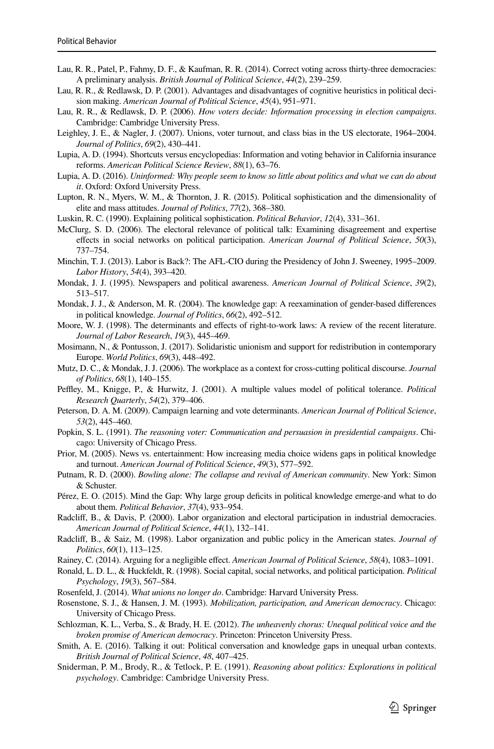Lau, R. R., Patel, P., Fahmy, D. F., & Kaufman, R. R. (2014). Correct voting across thirty-three democracies: A preliminary analysis. *British Journal of Political Science*, *44*(2), 239–259.

Lau, R. R., & Redlawsk, D. P. (2001). Advantages and disadvantages of cognitive heuristics in political decision making. *American Journal of Political Science*, *45*(4), 951–971.

Lau, R. R., & Redlawsk, D. P. (2006). *How voters decide: Information processing in election campaigns*. Cambridge: Cambridge University Press.

Leighley, J. E., & Nagler, J. (2007). Unions, voter turnout, and class bias in the US electorate, 1964–2004. *Journal of Politics*, *69*(2), 430–441.

Lupia, A. D. (1994). Shortcuts versus encyclopedias: Information and voting behavior in California insurance reforms. *American Political Science Review*, *88*(1), 63–76.

Lupia, A. D. (2016). *Uninformed: Why people seem to know so little about politics and what we can do about it*. Oxford: Oxford University Press.

Lupton, R. N., Myers, W. M., & Thornton, J. R. (2015). Political sophistication and the dimensionality of elite and mass attitudes. *Journal of Politics*, *77*(2), 368–380.

Luskin, R. C. (1990). Explaining political sophistication. *Political Behavior*, *12*(4), 331–361.

McClurg, S. D. (2006). The electoral relevance of political talk: Examining disagreement and expertise effects in social networks on political participation. *American Journal of Political Science*, *50*(3), 737–754.

Minchin, T. J. (2013). Labor is Back?: The AFL-CIO during the Presidency of John J. Sweeney, 1995–2009. *Labor History*, *54*(4), 393–420.

Mondak, J. J. (1995). Newspapers and political awareness. *American Journal of Political Science*, *39*(2), 513–517.

Mondak, J. J., & Anderson, M. R. (2004). The knowledge gap: A reexamination of gender-based differences in political knowledge. *Journal of Politics*, *66*(2), 492–512.

Moore, W. J. (1998). The determinants and effects of right-to-work laws: A review of the recent literature. *Journal of Labor Research*, *19*(3), 445–469.

Mosimann, N., & Pontusson, J. (2017). Solidaristic unionism and support for redistribution in contemporary Europe. *World Politics*, *69*(3), 448–492.

Mutz, D. C., & Mondak, J. J. (2006). The workplace as a context for cross-cutting political discourse. *Journal of Politics*, *68*(1), 140–155.

Peffley, M., Knigge, P., & Hurwitz, J. (2001). A multiple values model of political tolerance. *Political Research Quarterly*, *54*(2), 379–406.

Peterson, D. A. M. (2009). Campaign learning and vote determinants. *American Journal of Political Science*, *53*(2), 445–460.

Popkin, S. L. (1991). *The reasoning voter: Communication and persuasion in presidential campaigns*. Chicago: University of Chicago Press.

Prior, M. (2005). News vs. entertainment: How increasing media choice widens gaps in political knowledge and turnout. *American Journal of Political Science*, *49*(3), 577–592.

Putnam, R. D. (2000). *Bowling alone: The collapse and revival of American community*. New York: Simon & Schuster.

Pérez, E. O. (2015). Mind the Gap: Why large group deficits in political knowledge emerge-and what to do about them. *Political Behavior*, *37*(4), 933–954.

Radcliff, B., & Davis, P. (2000). Labor organization and electoral participation in industrial democracies. *American Journal of Political Science*, *44*(1), 132–141.

Radcliff, B., & Saiz, M. (1998). Labor organization and public policy in the American states. *Journal of Politics*, *60*(1), 113–125.

Rainey, C. (2014). Arguing for a negligible effect. *American Journal of Political Science*, *58*(4), 1083–1091.

Ronald, L. D. L., & Huckfeldt, R. (1998). Social capital, social networks, and political participation. *Political Psychology*, *19*(3), 567–584.

Rosenfeld, J. (2014). *What unions no longer do*. Cambridge: Harvard University Press.

Rosenstone, S. J., & Hansen, J. M. (1993). *Mobilization, participation, and American democracy*. Chicago: University of Chicago Press.

Schlozman, K. L., Verba, S., & Brady, H. E. (2012). *The unheavenly chorus: Unequal political voice and the broken promise of American democracy*. Princeton: Princeton University Press.

Smith, A. E. (2016). Talking it out: Political conversation and knowledge gaps in unequal urban contexts. *British Journal of Political Science*, *48*, 407–425.

Sniderman, P. M., Brody, R., & Tetlock, P. E. (1991). *Reasoning about politics: Explorations in political psychology*. Cambridge: Cambridge University Press.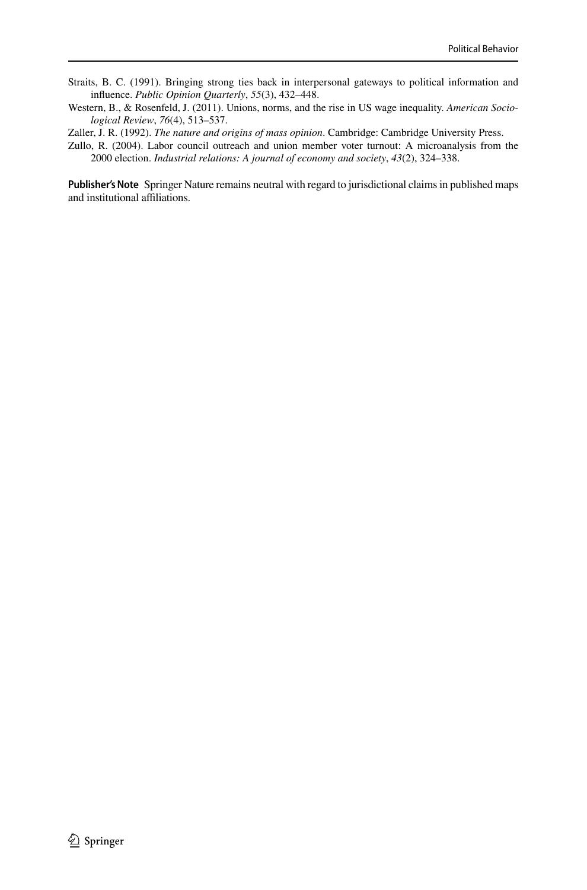Straits, B. C. (1991). Bringing strong ties back in interpersonal gateways to political information and influence. *Public Opinion Quarterly*, *55*(3), 432–448.

Western, B., & Rosenfeld, J. (2011). Unions, norms, and the rise in US wage inequality. *American Sociological Review*, *76*(4), 513–537.

Zaller, J. R. (1992). *The nature and origins of mass opinion*. Cambridge: Cambridge University Press.

Zullo, R. (2004). Labor council outreach and union member voter turnout: A microanalysis from the 2000 election. *Industrial relations: A journal of economy and society*, *43*(2), 324–338.

**Publisher's Note** Springer Nature remains neutral with regard to jurisdictional claims in published maps and institutional affiliations.